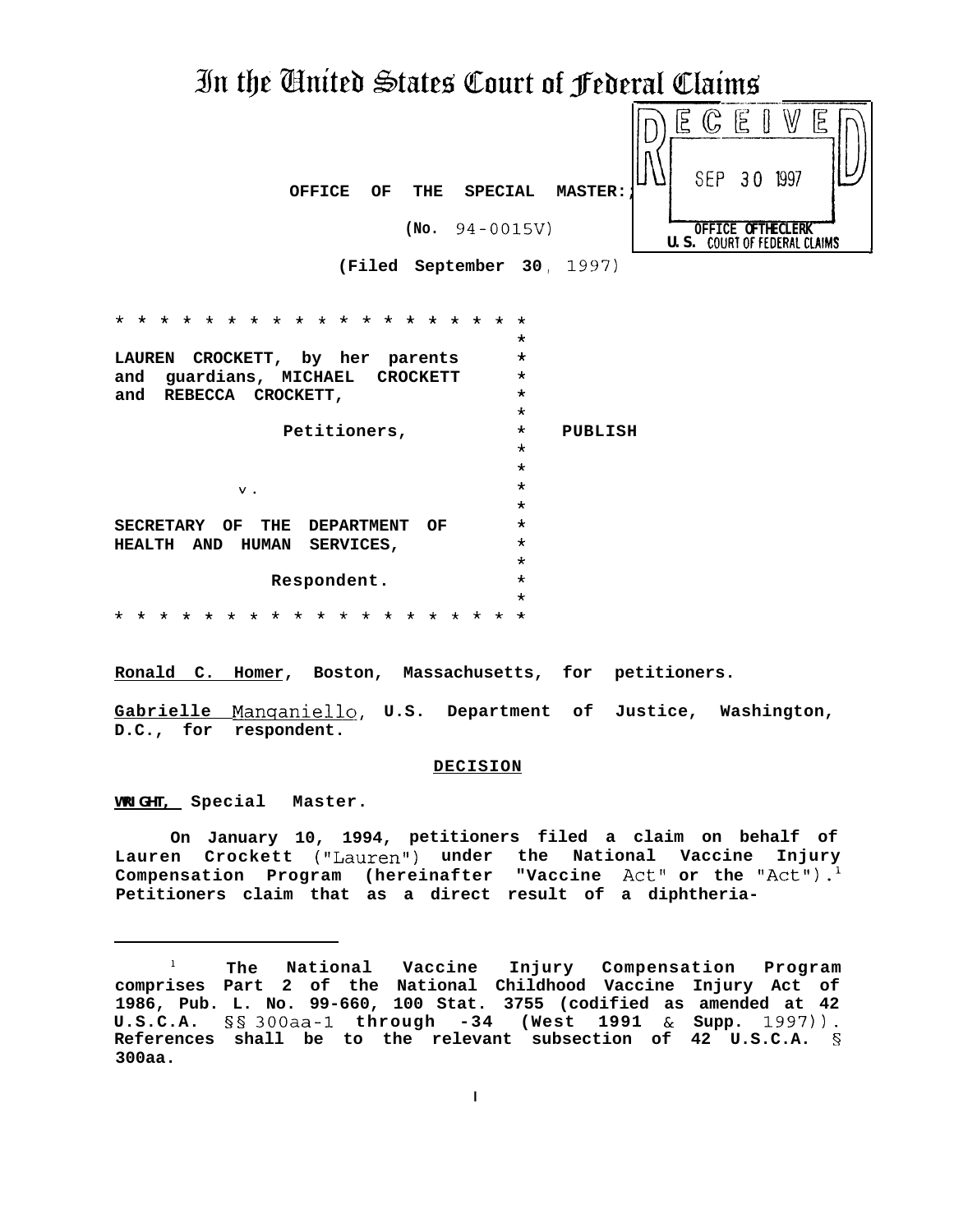# In the United States Court of Federal Claims

RECEIVED
SEP 30 1997
OFFICE OF THE CLERK
U.S. COURT OF FEDERAL CLAIMS

**OFFICE OF THE SPECIAL MASTER**

**(No. 94-0015V)**

**(Filed September 30, 1997)**

```
* * * * * * * * * * * * * * * * * * *
                                    *
LAUREN CROCKETT, by her parents     *
and guardians, MICHAEL CROCKETT     *
and REBECCA CROCKETT,               *
                                    *
              Petitioners,          *    PUBLISH
                                    *
                                    *
         v.                         *
                                    *
SECRETARY OF THE DEPARTMENT OF      *
HEALTH AND HUMAN SERVICES,          *
                                    *
              Respondent.           *
                                    *
* * * * * * * * * * * * * * * * * * *
```

**Ronald C. Homer**, Boston, Massachusetts, for petitioners.

**Gabrielle Manganiello**, U.S. Department of Justice, Washington, D.C., for respondent.

## DECISION

**WRIGHT, Special Master.**

On January 10, 1994, petitioners filed a claim on behalf of Lauren Crockett ("Lauren") under the National Vaccine Injury Compensation Program (hereinafter "Vaccine Act" or the "Act").[1] Petitioners claim that as a direct result of a diphtheria-

---

[1] The National Vaccine Injury Compensation Program comprises Part 2 of the National Childhood Vaccine Injury Act of 1986, Pub. L. No. 99-660, 100 Stat. 3755 (codified as amended at 42 U.S.C.A. §§ 300aa-1 through -34 (West 1991 & Supp. 1997)). References shall be to the relevant subsection of 42 U.S.C.A. § 300aa.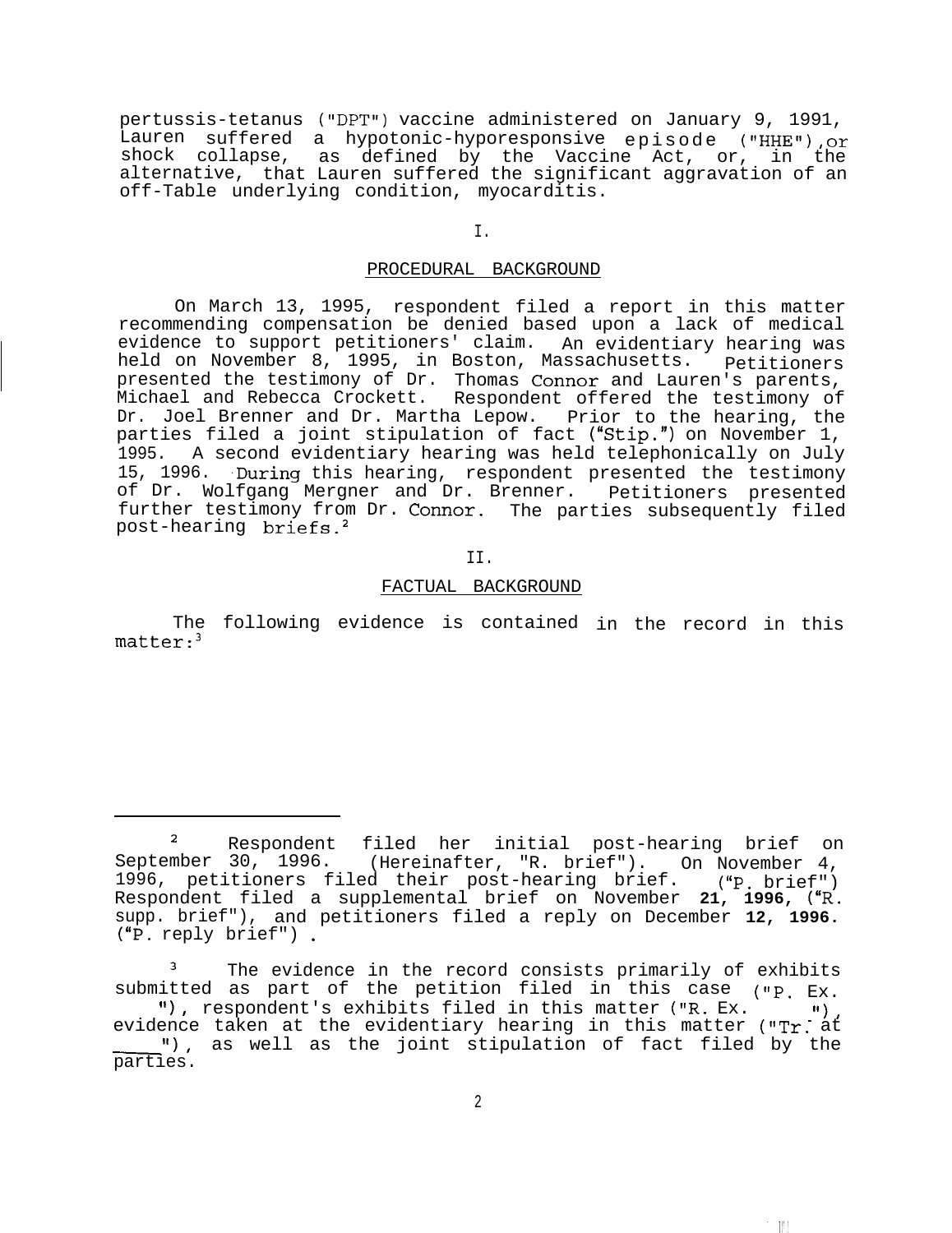pertussis-tetanus ("DPT") vaccine administered on January 9, 1991, Lauren suffered a hypotonic-hyporesponsive episode ("HHE"), or shock collapse, as defined by the Vaccine Act, or, in the alternative, that Lauren suffered the significant aggravation of an off-Table underlying condition, myocarditis.

## I.

## PROCEDURAL BACKGROUND

On March 13, 1995, respondent filed a report in this matter recommending compensation be denied based upon a lack of medical evidence to support petitioners' claim. An evidentiary hearing was held on November 8, 1995, in Boston, Massachusetts. Petitioners presented the testimony of Dr. Thomas Connor and Lauren's parents, Michael and Rebecca Crockett. Respondent offered the testimony of Dr. Joel Brenner and Dr. Martha Lepow. Prior to the hearing, the parties filed a joint stipulation of fact ("Stip.") on November 1, 1995. A second evidentiary hearing was held telephonically on July 15, 1996. During this hearing, respondent presented the testimony of Dr. Wolfgang Mergner and Dr. Brenner. Petitioners presented further testimony from Dr. Connor. The parties subsequently filed post-hearing briefs.[2]

## II.

## FACTUAL BACKGROUND

The following evidence is contained in the record in this matter:[3]

---

[2] Respondent filed her initial post-hearing brief on September 30, 1996. (Hereinafter, "R. brief"). On November 4, 1996, petitioners filed their post-hearing brief. ("P. brief") Respondent filed a supplemental brief on November 21, 1996, ("R. supp. brief"), and petitioners filed a reply on December 12, 1996. ("P. reply brief").

[3] The evidence in the record consists primarily of exhibits submitted as part of the petition filed in this case ("P. Ex. \_\_"), respondent's exhibits filed in this matter ("R. Ex. \_\_"), evidence taken at the evidentiary hearing in this matter ("Tr. at \_\_"), as well as the joint stipulation of fact filed by the parties.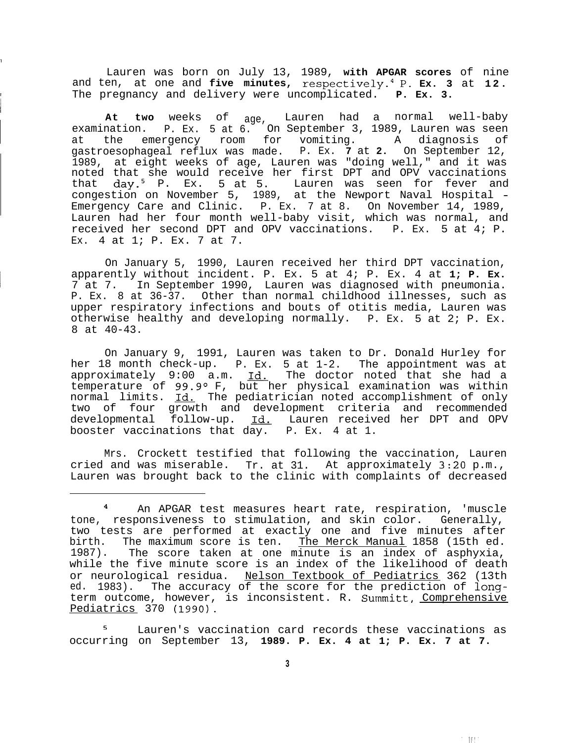Lauren was born on July 13, 1989, **with APGAR scores** of nine and ten, at one and **five minutes,** respectively.[4] P. **Ex. 3** at **12.** The pregnancy and delivery were uncomplicated. **P. Ex. 3.**

**At two** weeks of age, Lauren had a normal well-baby examination. P. Ex. 5 at 6. On September 3, 1989, Lauren was seen at the emergency room for vomiting. A diagnosis of gastroesophageal reflux was made. P. Ex. **7** at **2.** On September 12, 1989, at eight weeks of age, Lauren was "doing well," and it was noted that she would receive her first DPT and OPV vaccinations that day.[5] P. Ex. 5 at 5. Lauren was seen for fever and congestion on November 5, 1989, at the Newport Naval Hospital - Emergency Care and Clinic. P. Ex. 7 at 8. On November 14, 1989, Lauren had her four month well-baby visit, which was normal, and received her second DPT and OPV vaccinations. P. Ex. 5 at 4; P. Ex. 4 at 1; P. Ex. 7 at 7.

On January 5, 1990, Lauren received her third DPT vaccination, apparently without incident. P. Ex. 5 at 4; P. Ex. 4 at **1; P. Ex.** 7 at 7. In September 1990, Lauren was diagnosed with pneumonia. P. Ex. 8 at 36-37. Other than normal childhood illnesses, such as upper respiratory infections and bouts of otitis media, Lauren was otherwise healthy and developing normally. P. Ex. 5 at 2; P. Ex. 8 at 40-43.

On January 9, 1991, Lauren was taken to Dr. Donald Hurley for her 18 month check-up. P. Ex. 5 at 1-2. The appointment was at approximately 9:00 a.m. Id. The doctor noted that she had a temperature of 99.9° F, but her physical examination was within normal limits. Id. The pediatrician noted accomplishment of only two of four growth and development criteria and recommended developmental follow-up. Id. Lauren received her DPT and OPV booster vaccinations that day. P. Ex. 4 at 1.

Mrs. Crockett testified that following the vaccination, Lauren cried and was miserable. Tr. at 31. At approximately 3:20 p.m., Lauren was brought back to the clinic with complaints of decreased

---

[4] An APGAR test measures heart rate, respiration, 'muscle tone, responsiveness to stimulation, and skin color. Generally, two tests are performed at exactly one and five minutes after birth. The maximum score is ten. The Merck Manual 1858 (15th ed. 1987). The score taken at one minute is an index of asphyxia, while the five minute score is an index of the likelihood of death or neurological residua. Nelson Textbook of Pediatrics 362 (13th ed. 1983). The accuracy of the score for the prediction of long-term outcome, however, is inconsistent. R. Summitt, Comprehensive Pediatrics 370 (1990).

[5] Lauren's vaccination card records these vaccinations as occurring on September 13, **1989. P. Ex. 4 at 1; P. Ex. 7 at 7.**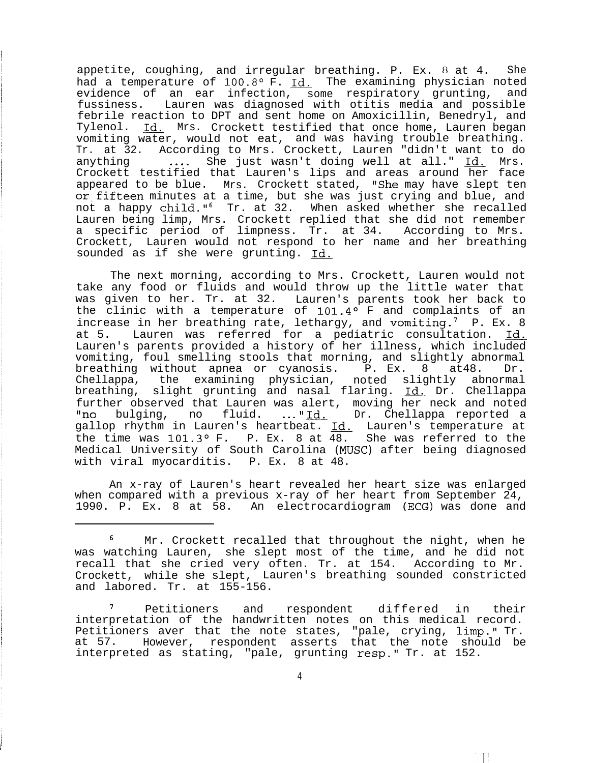appetite, coughing, and irregular breathing. P. Ex. 8 at 4. She had a temperature of 100.8° F. Id. The examining physician noted evidence of an ear infection, some respiratory grunting, and fussiness. Lauren was diagnosed with otitis media and possible febrile reaction to DPT and sent home on Amoxicillin, Benedryl, and Tylenol. Id. Mrs. Crockett testified that once home, Lauren began vomiting water, would not eat, and was having trouble breathing. Tr. at 32. According to Mrs. Crockett, Lauren "didn't want to do anything .... She just wasn't doing well at all." Id. Mrs. Crockett testified that Lauren's lips and areas around her face appeared to be blue. Mrs. Crockett stated, "She may have slept ten or fifteen minutes at a time, but she was just crying and blue, and not a happy child."[6] Tr. at 32. When asked whether she recalled Lauren being limp, Mrs. Crockett replied that she did not remember a specific period of limpness. Tr. at 34. According to Mrs. Crockett, Lauren would not respond to her name and her breathing sounded as if she were grunting. Id.

The next morning, according to Mrs. Crockett, Lauren would not take any food or fluids and would throw up the little water that was given to her. Tr. at 32. Lauren's parents took her back to the clinic with a temperature of 101.4° F and complaints of an increase in her breathing rate, lethargy, and vomiting.[7] P. Ex. 8 at 5. Lauren was referred for a pediatric consultation. Id. Lauren's parents provided a history of her illness, which included vomiting, foul smelling stools that morning, and slightly abnormal breathing without apnea or cyanosis. P. Ex. 8 at48. Dr. Chellappa, the examining physician, noted slightly abnormal breathing, slight grunting and nasal flaring. Id. Dr. Chellappa further observed that Lauren was alert, moving her neck and noted "no bulging, no fluid. ..." Id. Dr. Chellappa reported a gallop rhythm in Lauren's heartbeat. Id. Lauren's temperature at the time was 101.3° F. P. Ex. 8 at 48. She was referred to the Medical University of South Carolina (MUSC) after being diagnosed with viral myocarditis. P. Ex. 8 at 48.

An x-ray of Lauren's heart revealed her heart size was enlarged when compared with a previous x-ray of her heart from September 24, 1990. P. Ex. 8 at 58. An electrocardiogram (ECG) was done and

---

[6] Mr. Crockett recalled that throughout the night, when he was watching Lauren, she slept most of the time, and he did not recall that she cried very often. Tr. at 154. According to Mr. Crockett, while she slept, Lauren's breathing sounded constricted and labored. Tr. at 155-156.

[7] Petitioners and respondent differed in their interpretation of the handwritten notes on this medical record. Petitioners aver that the note states, "pale, crying, limp." Tr. at 57. However, respondent asserts that the note should be interpreted as stating, "pale, grunting resp." Tr. at 152.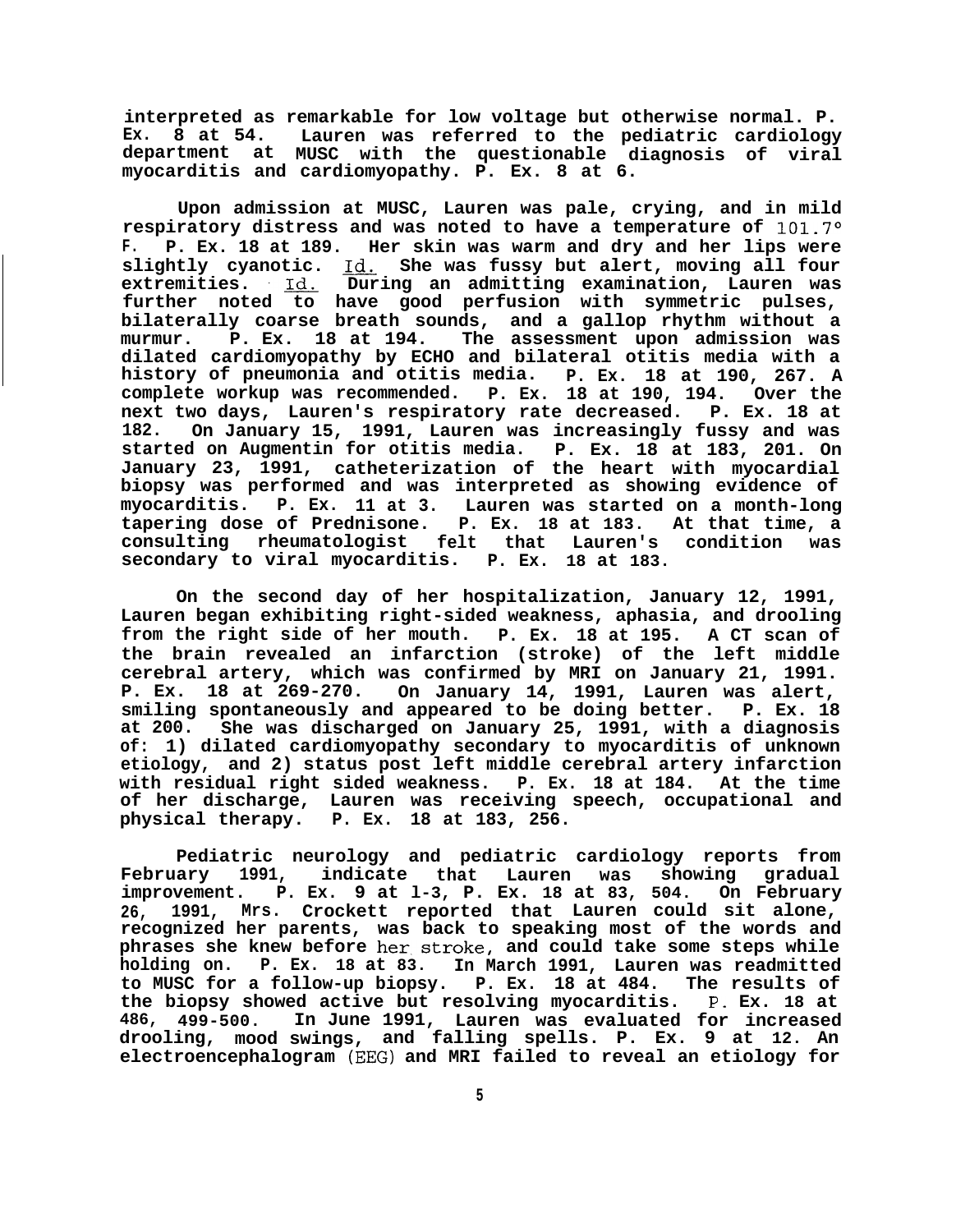interpreted as remarkable for low voltage but otherwise normal. P. Ex. 8 at 54. Lauren was referred to the pediatric cardiology department at MUSC with the questionable diagnosis of viral myocarditis and cardiomyopathy. P. Ex. 8 at 6.

Upon admission at MUSC, Lauren was pale, crying, and in mild respiratory distress and was noted to have a temperature of 101.7° F. P. Ex. 18 at 189. Her skin was warm and dry and her lips were slightly cyanotic. Id. She was fussy but alert, moving all four extremities. Id. During an admitting examination, Lauren was further noted to have good perfusion with symmetric pulses, bilaterally coarse breath sounds, and a gallop rhythm without a murmur. P. Ex. 18 at 194. The assessment upon admission was dilated cardiomyopathy by ECHO and bilateral otitis media with a history of pneumonia and otitis media. P. Ex. 18 at 190, 267. A complete workup was recommended. P. Ex. 18 at 190, 194. Over the next two days, Lauren's respiratory rate decreased. P. Ex. 18 at 182. On January 15, 1991, Lauren was increasingly fussy and was started on Augmentin for otitis media. P. Ex. 18 at 183, 201. On January 23, 1991, catheterization of the heart with myocardial biopsy was performed and was interpreted as showing evidence of myocarditis. P. Ex. 11 at 3. Lauren was started on a month-long tapering dose of Prednisone. P. Ex. 18 at 183. At that time, a consulting rheumatologist felt that Lauren's condition was secondary to viral myocarditis. P. Ex. 18 at 183.

On the second day of her hospitalization, January 12, 1991, Lauren began exhibiting right-sided weakness, aphasia, and drooling from the right side of her mouth. P. Ex. 18 at 195. A CT scan of the brain revealed an infarction (stroke) of the left middle cerebral artery, which was confirmed by MRI on January 21, 1991. P. Ex. 18 at 269-270. On January 14, 1991, Lauren was alert, smiling spontaneously and appeared to be doing better. P. Ex. 18 at 200. She was discharged on January 25, 1991, with a diagnosis of: 1) dilated cardiomyopathy secondary to myocarditis of unknown etiology, and 2) status post left middle cerebral artery infarction with residual right sided weakness. P. Ex. 18 at 184. At the time of her discharge, Lauren was receiving speech, occupational and physical therapy. P. Ex. 18 at 183, 256.

Pediatric neurology and pediatric cardiology reports from February 1991, indicate that Lauren was showing gradual improvement. P. Ex. 9 at 1-3, P. Ex. 18 at 83, 504. On February 26, 1991, Mrs. Crockett reported that Lauren could sit alone, recognized her parents, was back to speaking most of the words and phrases she knew before her stroke, and could take some steps while holding on. P. Ex. 18 at 83. In March 1991, Lauren was readmitted to MUSC for a follow-up biopsy. P. Ex. 18 at 484. The results of the biopsy showed active but resolving myocarditis. P. Ex. 18 at 486, 499-500. In June 1991, Lauren was evaluated for increased drooling, mood swings, and falling spells. P. Ex. 9 at 12. An electroencephalogram (EEG) and MRI failed to reveal an etiology for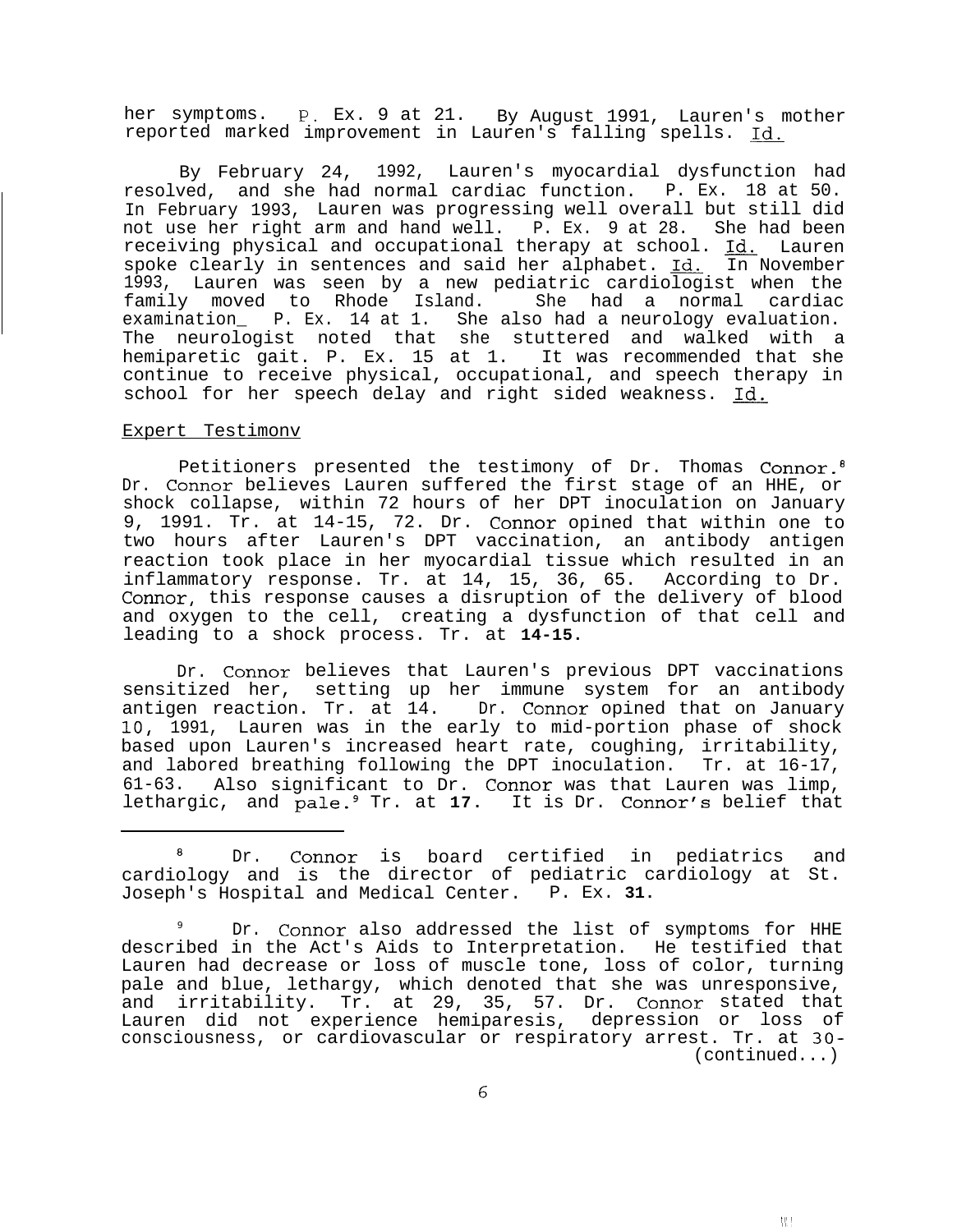her symptoms. P. Ex. 9 at 21. By August 1991, Lauren's mother reported marked improvement in Lauren's falling spells. Id.

By February 24, 1992, Lauren's myocardial dysfunction had resolved, and she had normal cardiac function. P. Ex. 18 at 50. In February 1993, Lauren was progressing well overall but still did not use her right arm and hand well. P. Ex. 9 at 28. She had been receiving physical and occupational therapy at school. Id. Lauren spoke clearly in sentences and said her alphabet. Id. In November 1993, Lauren was seen by a new pediatric cardiologist when the family moved to Rhode Island. She had a normal cardiac examination. P. Ex. 14 at 1. She also had a neurology evaluation. The neurologist noted that she stuttered and walked with a hemiparetic gait. P. Ex. 15 at 1. It was recommended that she continue to receive physical, occupational, and speech therapy in school for her speech delay and right sided weakness. Id.

Expert Testimony

Petitioners presented the testimony of Dr. Thomas Connor.[8] Dr. Connor believes Lauren suffered the first stage of an HHE, or shock collapse, within 72 hours of her DPT inoculation on January 9, 1991. Tr. at 14-15, 72. Dr. Connor opined that within one to two hours after Lauren's DPT vaccination, an antibody antigen reaction took place in her myocardial tissue which resulted in an inflammatory response. Tr. at 14, 15, 36, 65. According to Dr. Connor, this response causes a disruption of the delivery of blood and oxygen to the cell, creating a dysfunction of that cell and leading to a shock process. Tr. at **14-15**.

Dr. Connor believes that Lauren's previous DPT vaccinations sensitized her, setting up her immune system for an antibody antigen reaction. Tr. at 14. Dr. Connor opined that on January 10, 1991, Lauren was in the early to mid-portion phase of shock based upon Lauren's increased heart rate, coughing, irritability, and labored breathing following the DPT inoculation. Tr. at 16-17, 61-63. Also significant to Dr. Connor was that Lauren was limp, lethargic, and pale.[9] Tr. at **17**. It is Dr. Connor's belief that

---

[8] Dr. Connor is board certified in pediatrics and cardiology and is the director of pediatric cardiology at St. Joseph's Hospital and Medical Center. P. Ex. **31**.

[9] Dr. Connor also addressed the list of symptoms for HHE described in the Act's Aids to Interpretation. He testified that Lauren had decrease or loss of muscle tone, loss of color, turning pale and blue, lethargy, which denoted that she was unresponsive, and irritability. Tr. at 29, 35, 57. Dr. Connor stated that Lauren did not experience hemiparesis, depression or loss of consciousness, or cardiovascular or respiratory arrest. Tr. at 30-
(continued...)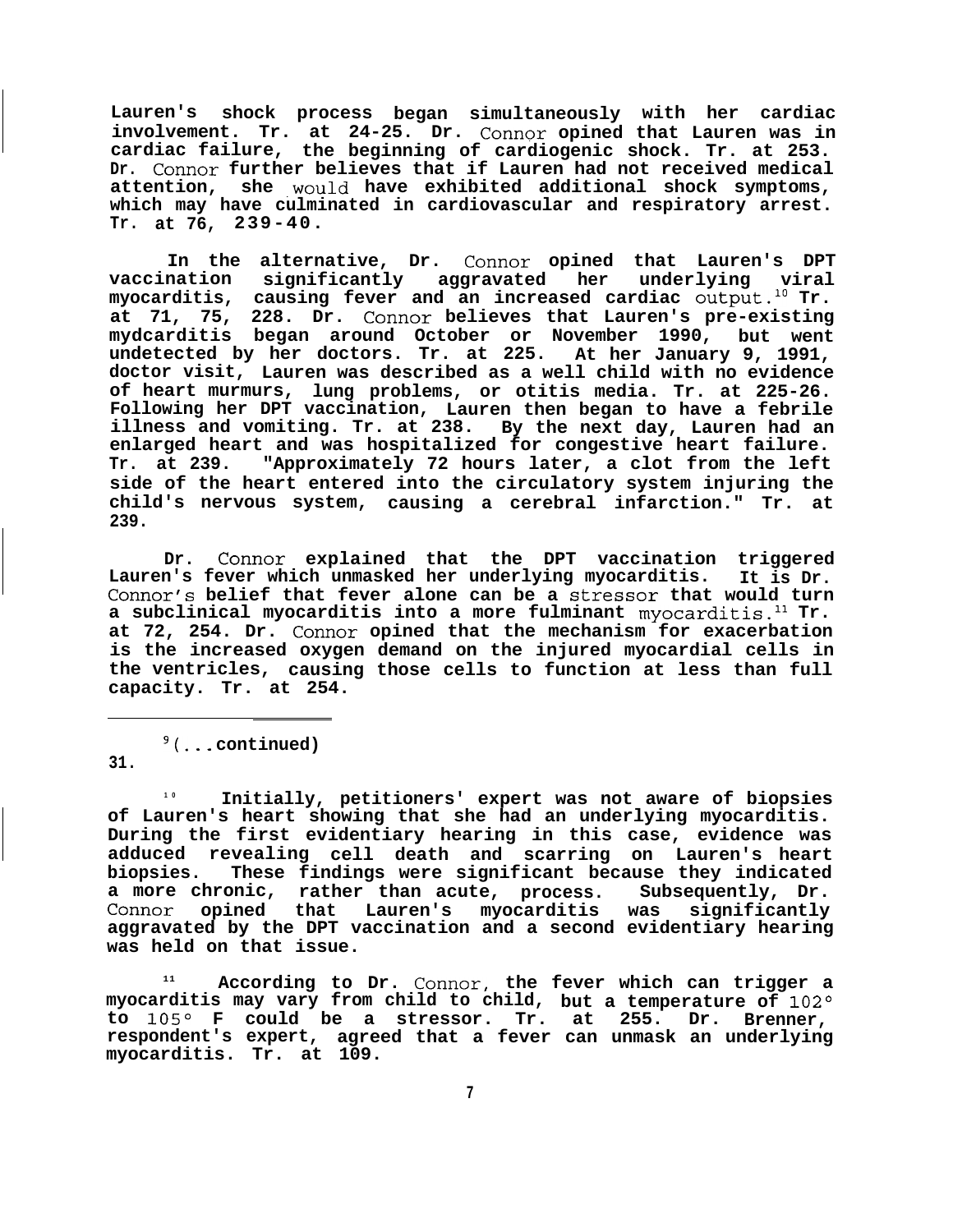Lauren's shock process began simultaneously with her cardiac involvement. Tr. at 24-25. Dr. Connor opined that Lauren was in cardiac failure, the beginning of cardiogenic shock. Tr. at 253. Dr. Connor further believes that if Lauren had not received medical attention, she would have exhibited additional shock symptoms, which may have culminated in cardiovascular and respiratory arrest. Tr. at 76, 239-40.

In the alternative, Dr. Connor opined that Lauren's DPT vaccination significantly aggravated her underlying viral myocarditis, causing fever and an increased cardiac output.[10] Tr. at 71, 75, 228. Dr. Connor believes that Lauren's pre-existing mydcarditis began around October or November 1990, but went undetected by her doctors. Tr. at 225. At her January 9, 1991, doctor visit, Lauren was described as a well child with no evidence of heart murmurs, lung problems, or otitis media. Tr. at 225-26. Following her DPT vaccination, Lauren then began to have a febrile illness and vomiting. Tr. at 238. By the next day, Lauren had an enlarged heart and was hospitalized for congestive heart failure. Tr. at 239. "Approximately 72 hours later, a clot from the left side of the heart entered into the circulatory system injuring the child's nervous system, causing a cerebral infarction." Tr. at 239.

Dr. Connor explained that the DPT vaccination triggered Lauren's fever which unmasked her underlying myocarditis. It is Dr. Connor's belief that fever alone can be a stressor that would turn a subclinical myocarditis into a more fulminant myocarditis.[11] Tr. at 72, 254. Dr. Connor opined that the mechanism for exacerbation is the increased oxygen demand on the injured myocardial cells in the ventricles, causing those cells to function at less than full capacity. Tr. at 254.

---

[9](...continued)
31.

[10] Initially, petitioners' expert was not aware of biopsies of Lauren's heart showing that she had an underlying myocarditis. During the first evidentiary hearing in this case, evidence was adduced revealing cell death and scarring on Lauren's heart biopsies. These findings were significant because they indicated a more chronic, rather than acute, process. Subsequently, Dr. Connor opined that Lauren's myocarditis was significantly aggravated by the DPT vaccination and a second evidentiary hearing was held on that issue.

[11] According to Dr. Connor, the fever which can trigger a myocarditis may vary from child to child, but a temperature of 102° to 105° F could be a stressor. Tr. at 255. Dr. Brenner, respondent's expert, agreed that a fever can unmask an underlying myocarditis. Tr. at 109.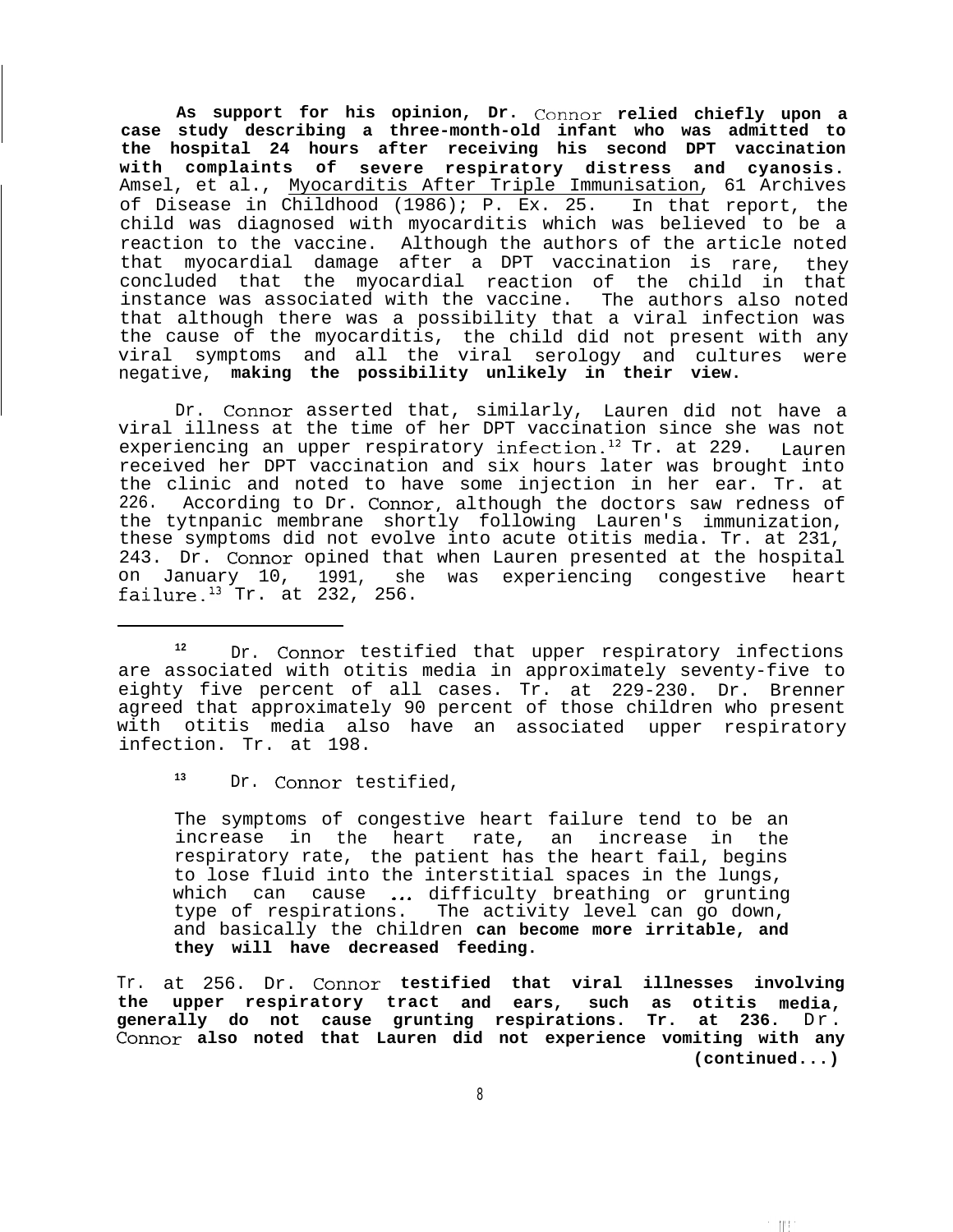**As support for his opinion, Dr. Connor relied chiefly upon a case study describing a three-month-old infant who was admitted to the hospital 24 hours after receiving his second DPT vaccination with complaints of severe respiratory distress and cyanosis.** Amsel, et al., Myocarditis After Triple Immunisation, 61 Archives of Disease in Childhood (1986); P. Ex. 25. In that report, the child was diagnosed with myocarditis which was believed to be a reaction to the vaccine. Although the authors of the article noted that myocardial damage after a DPT vaccination is rare, they concluded that the myocardial reaction of the child in that instance was associated with the vaccine. The authors also noted that although there was a possibility that a viral infection was the cause of the myocarditis, the child did not present with any viral symptoms and all the viral serology and cultures were negative, **making the possibility unlikely in their view.**

Dr. Connor asserted that, similarly, Lauren did not have a viral illness at the time of her DPT vaccination since she was not experiencing an upper respiratory infection.[12] Tr. at 229. Lauren received her DPT vaccination and six hours later was brought into the clinic and noted to have some injection in her ear. Tr. at 226. According to Dr. Connor, although the doctors saw redness of the tytnpanic membrane shortly following Lauren's immunization, these symptoms did not evolve into acute otitis media. Tr. at 231, 243. Dr. Connor opined that when Lauren presented at the hospital on January 10, 1991, she was experiencing congestive heart failure.[13] Tr. at 232, 256.

---

[12] Dr. Connor testified that upper respiratory infections are associated with otitis media in approximately seventy-five to eighty five percent of all cases. Tr. at 229-230. Dr. Brenner agreed that approximately 90 percent of those children who present with otitis media also have an associated upper respiratory infection. Tr. at 198.

[13] Dr. Connor testified,

> The symptoms of congestive heart failure tend to be an increase in the heart rate, an increase in the respiratory rate, the patient has the heart fail, begins to lose fluid into the interstitial spaces in the lungs, which can cause ... difficulty breathing or grunting type of respirations. The activity level can go down, and basically the children **can become more irritable, and they will have decreased feeding.**

Tr. at 256. Dr. Connor **testified that viral illnesses involving the upper respiratory tract and ears, such as otitis media, generally do not cause grunting respirations. Tr. at 236.** Dr. Connor **also noted that Lauren did not experience vomiting with any (continued...)**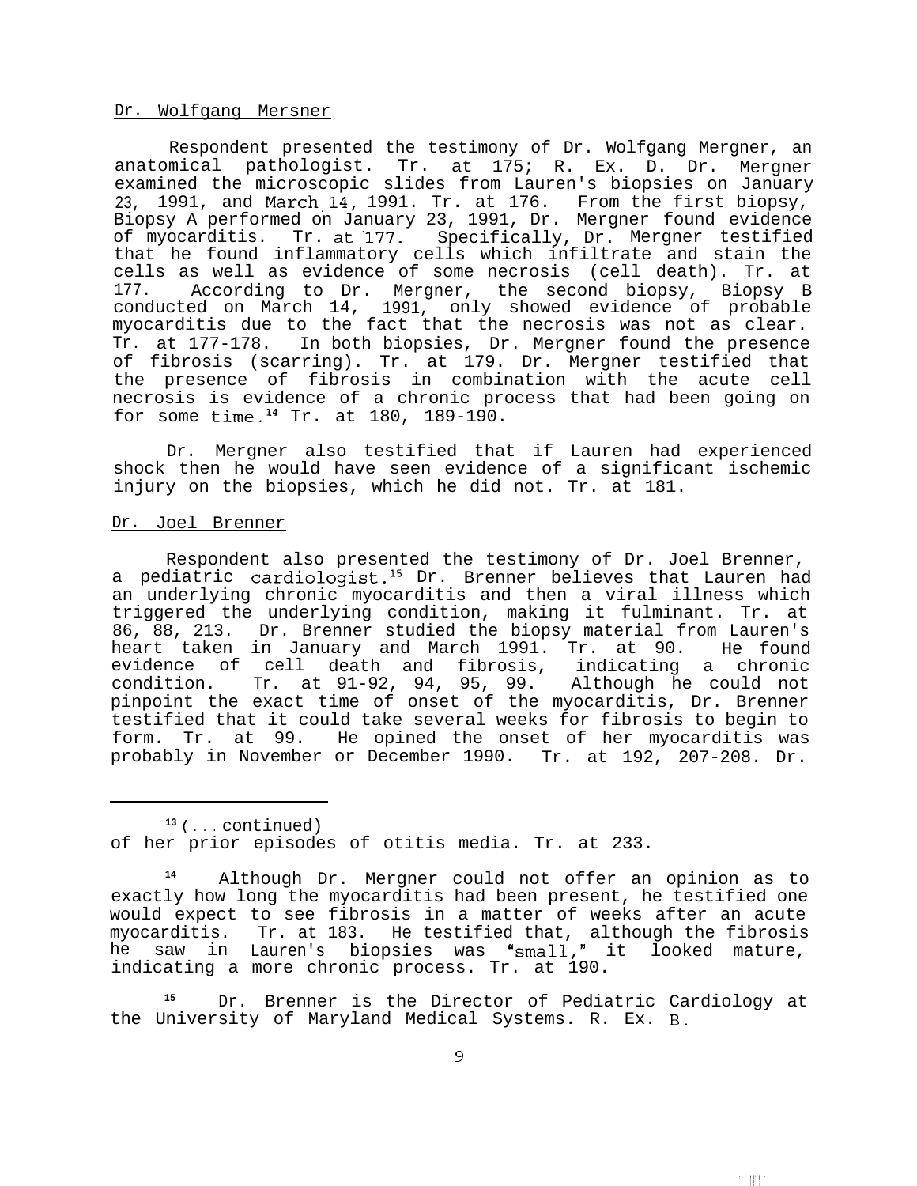Dr. Wolfgang Mersner

Respondent presented the testimony of Dr. Wolfgang Mergner, an anatomical pathologist. Tr. at 175; R. Ex. D. Dr. Mergner examined the microscopic slides from Lauren's biopsies on January 23, 1991, and March 14, 1991. Tr. at 176. From the first biopsy, Biopsy A performed on January 23, 1991, Dr. Mergner found evidence of myocarditis. Tr. at 177. Specifically, Dr. Mergner testified that he found inflammatory cells which infiltrate and stain the cells as well as evidence of some necrosis (cell death). Tr. at 177. According to Dr. Mergner, the second biopsy, Biopsy B conducted on March 14, 1991, only showed evidence of probable myocarditis due to the fact that the necrosis was not as clear. Tr. at 177-178. In both biopsies, Dr. Mergner found the presence of fibrosis (scarring). Tr. at 179. Dr. Mergner testified that the presence of fibrosis in combination with the acute cell necrosis is evidence of a chronic process that had been going on for some time.[14] Tr. at 180, 189-190.

Dr. Mergner also testified that if Lauren had experienced shock then he would have seen evidence of a significant ischemic injury on the biopsies, which he did not. Tr. at 181.

Dr. Joel Brenner

Respondent also presented the testimony of Dr. Joel Brenner, a pediatric cardiologist.[15] Dr. Brenner believes that Lauren had an underlying chronic myocarditis and then a viral illness which triggered the underlying condition, making it fulminant. Tr. at 86, 88, 213. Dr. Brenner studied the biopsy material from Lauren's heart taken in January and March 1991. Tr. at 90. He found evidence of cell death and fibrosis, indicating a chronic condition. Tr. at 91-92, 94, 95, 99. Although he could not pinpoint the exact time of onset of the myocarditis, Dr. Brenner testified that it could take several weeks for fibrosis to begin to form. Tr. at 99. He opined the onset of her myocarditis was probably in November or December 1990. Tr. at 192, 207-208. Dr.

---

[13] (...continued)
of her prior episodes of otitis media. Tr. at 233.

[14] Although Dr. Mergner could not offer an opinion as to exactly how long the myocarditis had been present, he testified one would expect to see fibrosis in a matter of weeks after an acute myocarditis. Tr. at 183. He testified that, although the fibrosis he saw in Lauren's biopsies was "small," it looked mature, indicating a more chronic process. Tr. at 190.

[15] Dr. Brenner is the Director of Pediatric Cardiology at the University of Maryland Medical Systems. R. Ex. B.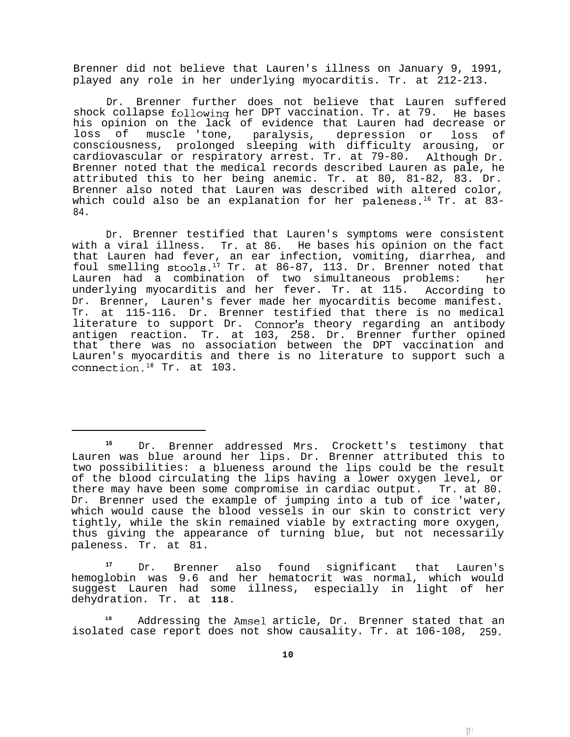Brenner did not believe that Lauren's illness on January 9, 1991, played any role in her underlying myocarditis. Tr. at 212-213.

Dr. Brenner further does not believe that Lauren suffered shock collapse following her DPT vaccination. Tr. at 79. He bases his opinion on the lack of evidence that Lauren had decrease or loss of muscle 'tone, paralysis, depression or loss of consciousness, prolonged sleeping with difficulty arousing, or cardiovascular or respiratory arrest. Tr. at 79-80. Although Dr. Brenner noted that the medical records described Lauren as pale, he attributed this to her being anemic. Tr. at 80, 81-82, 83. Dr. Brenner also noted that Lauren was described with altered color, which could also be an explanation for her paleness.[16] Tr. at 83-84.

Dr. Brenner testified that Lauren's symptoms were consistent with a viral illness. Tr. at 86. He bases his opinion on the fact that Lauren had fever, an ear infection, vomiting, diarrhea, and foul smelling stools.[17] Tr. at 86-87, 113. Dr. Brenner noted that Lauren had a combination of two simultaneous problems: her underlying myocarditis and her fever. Tr. at 115. According to Dr. Brenner, Lauren's fever made her myocarditis become manifest. Tr. at 115-116. Dr. Brenner testified that there is no medical literature to support Dr. Connor's theory regarding an antibody antigen reaction. Tr. at 103, 258. Dr. Brenner further opined that there was no association between the DPT vaccination and Lauren's myocarditis and there is no literature to support such a connection.[18] Tr. at 103.

---

[16] Dr. Brenner addressed Mrs. Crockett's testimony that Lauren was blue around her lips. Dr. Brenner attributed this to two possibilities: a blueness around the lips could be the result of the blood circulating the lips having a lower oxygen level, or there may have been some compromise in cardiac output. Tr. at 80. Dr. Brenner used the example of jumping into a tub of ice 'water, which would cause the blood vessels in our skin to constrict very tightly, while the skin remained viable by extracting more oxygen, thus giving the appearance of turning blue, but not necessarily paleness. Tr. at 81.

[17] Dr. Brenner also found significant that Lauren's hemoglobin was 9.6 and her hematocrit was normal, which would suggest Lauren had some illness, especially in light of her dehydration. Tr. at **118**.

[18] Addressing the Amsel article, Dr. Brenner stated that an isolated case report does not show causality. Tr. at 106-108, 259.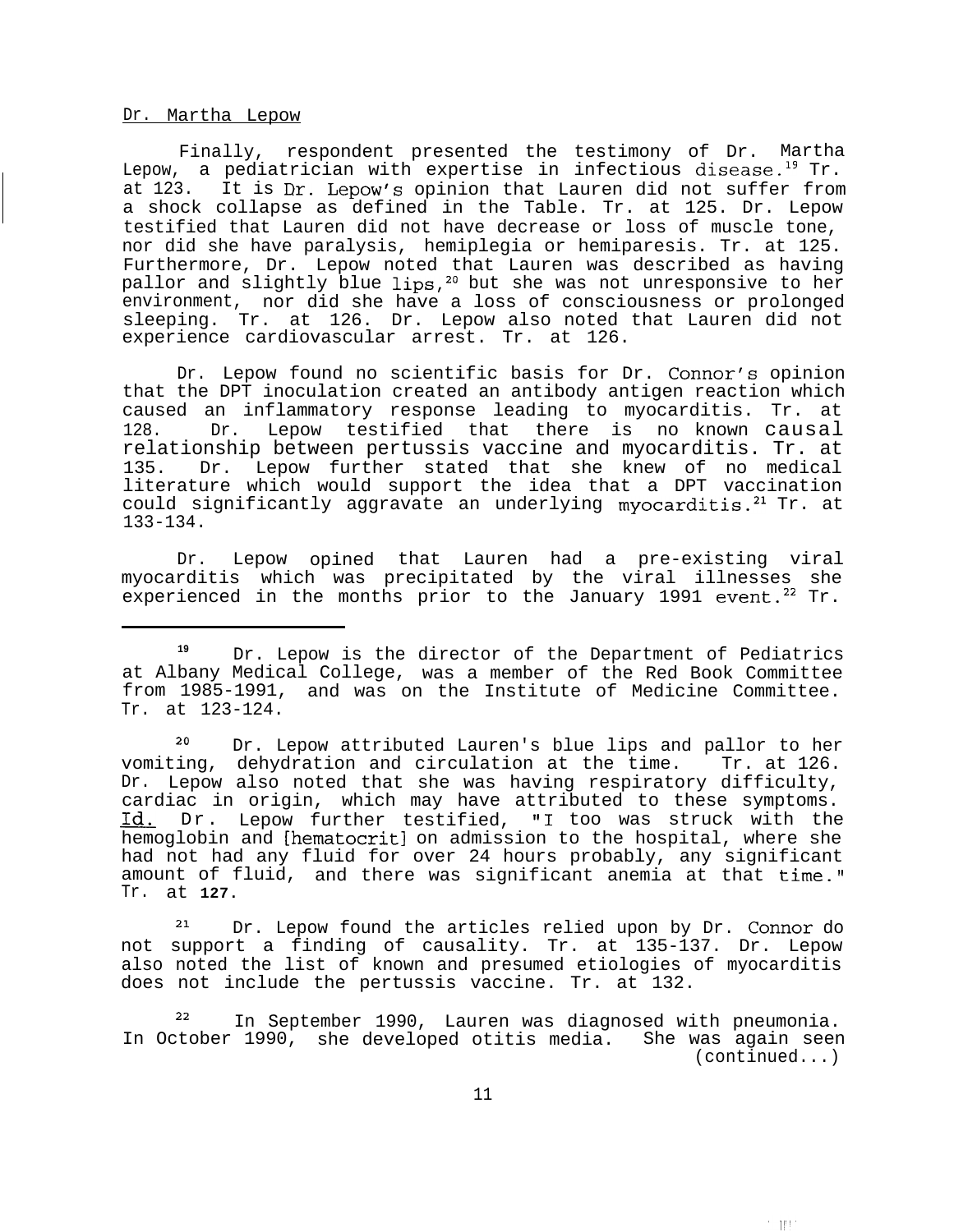Dr. Martha Lepow

Finally, respondent presented the testimony of Dr. Martha Lepow, a pediatrician with expertise in infectious disease.[19] Tr. at 123. It is Dr. Lepow's opinion that Lauren did not suffer from a shock collapse as defined in the Table. Tr. at 125. Dr. Lepow testified that Lauren did not have decrease or loss of muscle tone, nor did she have paralysis, hemiplegia or hemiparesis. Tr. at 125. Furthermore, Dr. Lepow noted that Lauren was described as having pallor and slightly blue lips,[20] but she was not unresponsive to her environment, nor did she have a loss of consciousness or prolonged sleeping. Tr. at 126. Dr. Lepow also noted that Lauren did not experience cardiovascular arrest. Tr. at 126.

Dr. Lepow found no scientific basis for Dr. Connor's opinion that the DPT inoculation created an antibody antigen reaction which caused an inflammatory response leading to myocarditis. Tr. at 128. Dr. Lepow testified that there is no known causal relationship between pertussis vaccine and myocarditis. Tr. at 135. Dr. Lepow further stated that she knew of no medical literature which would support the idea that a DPT vaccination could significantly aggravate an underlying myocarditis.[21] Tr. at 133-134.

Dr. Lepow opined that Lauren had a pre-existing viral myocarditis which was precipitated by the viral illnesses she experienced in the months prior to the January 1991 event.[22] Tr.

---

[19] Dr. Lepow is the director of the Department of Pediatrics at Albany Medical College, was a member of the Red Book Committee from 1985-1991, and was on the Institute of Medicine Committee. Tr. at 123-124.

[20] Dr. Lepow attributed Lauren's blue lips and pallor to her vomiting, dehydration and circulation at the time. Tr. at 126. Dr. Lepow also noted that she was having respiratory difficulty, cardiac in origin, which may have attributed to these symptoms. Id. Dr. Lepow further testified, "I too was struck with the hemoglobin and [hematocrit] on admission to the hospital, where she had not had any fluid for over 24 hours probably, any significant amount of fluid, and there was significant anemia at that time." Tr. at 127.

[21] Dr. Lepow found the articles relied upon by Dr. Connor do not support a finding of causality. Tr. at 135-137. Dr. Lepow also noted the list of known and presumed etiologies of myocarditis does not include the pertussis vaccine. Tr. at 132.

[22] In September 1990, Lauren was diagnosed with pneumonia. In October 1990, she developed otitis media. She was again seen (continued...)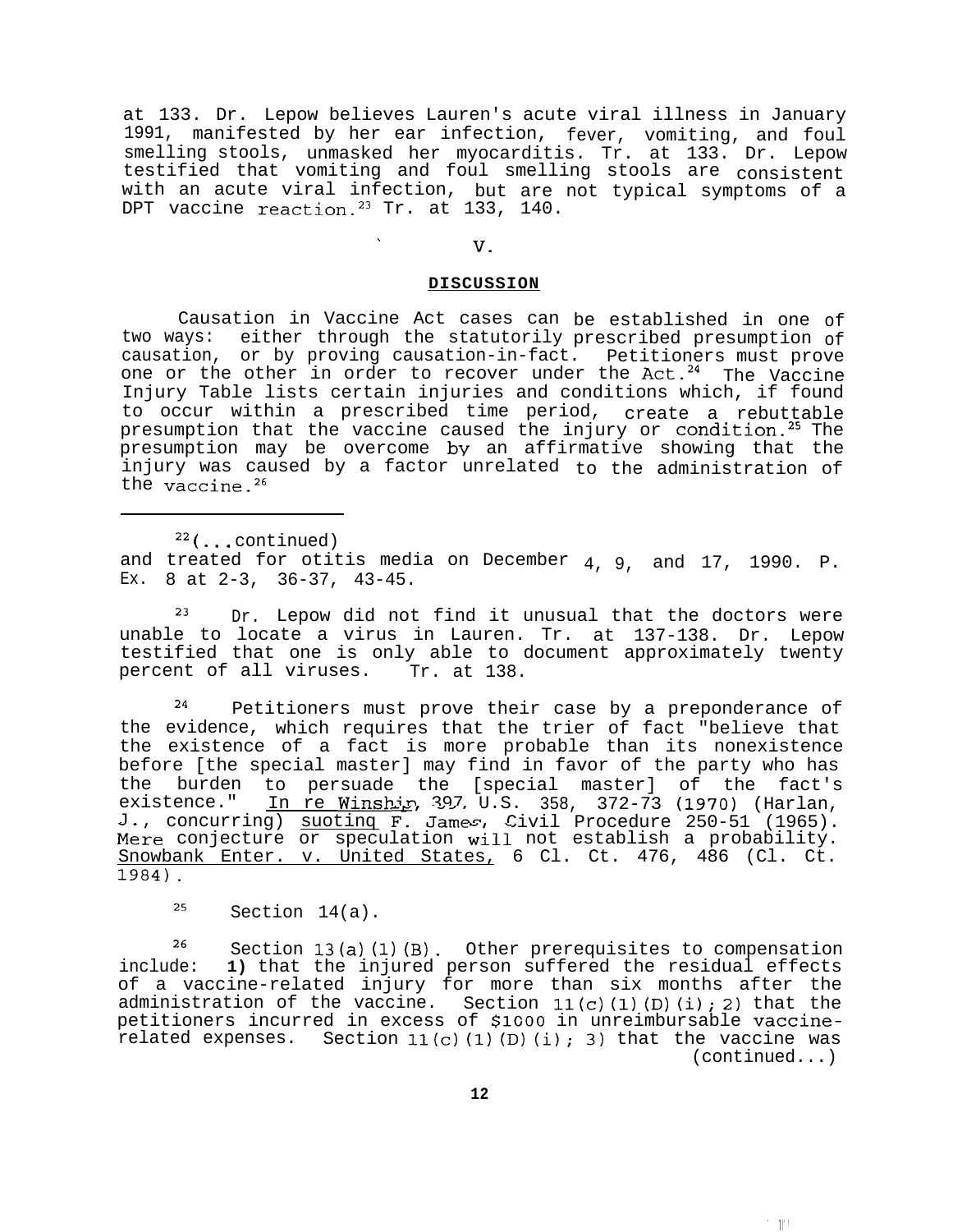at 133. Dr. Lepow believes Lauren's acute viral illness in January 1991, manifested by her ear infection, fever, vomiting, and foul smelling stools, unmasked her myocarditis. Tr. at 133. Dr. Lepow testified that vomiting and foul smelling stools are consistent with an acute viral infection, but are not typical symptoms of a DPT vaccine reaction.[23] Tr. at 133, 140.

## V.

## DISCUSSION

Causation in Vaccine Act cases can be established in one of two ways: either through the statutorily prescribed presumption of causation, or by proving causation-in-fact. Petitioners must prove one or the other in order to recover under the Act.[24] The Vaccine Injury Table lists certain injuries and conditions which, if found to occur within a prescribed time period, create a rebuttable presumption that the vaccine caused the injury or condition.[25] The presumption may be overcome by an affirmative showing that the injury was caused by a factor unrelated to the administration of the vaccine.[26]

---

[22](...continued) and treated for otitis media on December 4, 9, and 17, 1990. P. Ex. 8 at 2-3, 36-37, 43-45.

[23] Dr. Lepow did not find it unusual that the doctors were unable to locate a virus in Lauren. Tr. at 137-138. Dr. Lepow testified that one is only able to document approximately twenty percent of all viruses. Tr. at 138.

[24] Petitioners must prove their case by a preponderance of the evidence, which requires that the trier of fact "believe that the existence of a fact is more probable than its nonexistence before [the special master] may find in favor of the party who has the burden to persuade the [special master] of the fact's existence." In re Winship, 397 U.S. 358, 372-73 (1970) (Harlan, J., concurring) quoting F. James, Civil Procedure 250-51 (1965). Mere conjecture or speculation will not establish a probability. Snowbank Enter. v. United States, 6 Cl. Ct. 476, 486 (Cl. Ct. 1984).

[25] Section 14(a).

[26] Section 13(a)(1)(B). Other prerequisites to compensation include: **1)** that the injured person suffered the residual effects of a vaccine-related injury for more than six months after the administration of the vaccine. Section 11(c)(1)(D)(i); 2) that the petitioners incurred in excess of $1000 in unreimbursable vaccine-related expenses. Section 11(c)(1)(D)(i); 3) that the vaccine was (continued...)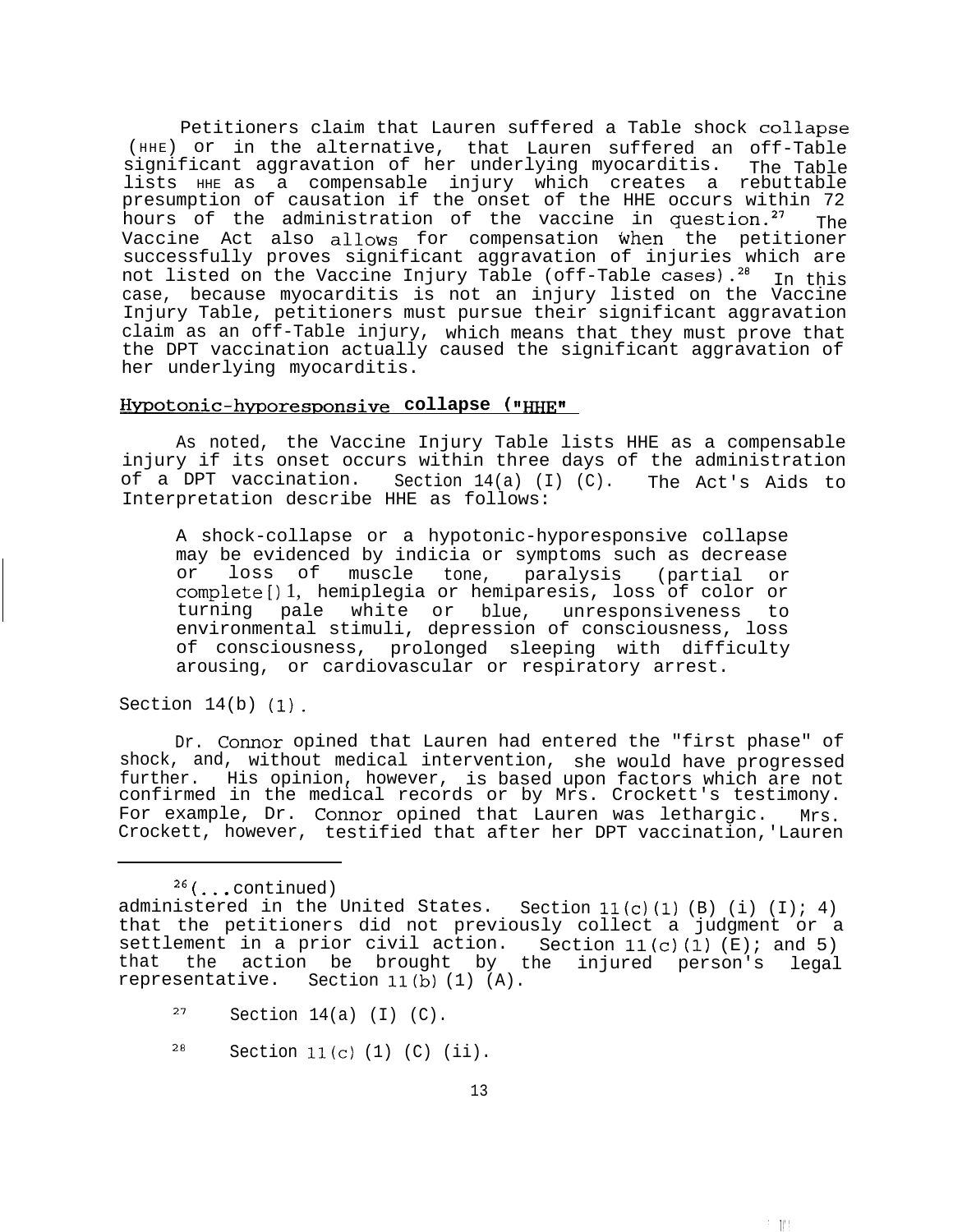Petitioners claim that Lauren suffered a Table shock collapse (HHE) or in the alternative, that Lauren suffered an off-Table significant aggravation of her underlying myocarditis. The Table lists HHE as a compensable injury which creates a rebuttable presumption of causation if the onset of the HHE occurs within 72 hours of the administration of the vaccine in question.[27] The Vaccine Act also allows for compensation when the petitioner successfully proves significant aggravation of injuries which are not listed on the Vaccine Injury Table (off-Table cases).[28] In this case, because myocarditis is not an injury listed on the Vaccine Injury Table, petitioners must pursue their significant aggravation claim as an off-Table injury, which means that they must prove that the DPT vaccination actually caused the significant aggravation of her underlying myocarditis.

## Hypotonic-hyporesponsive collapse ("HHE"

As noted, the Vaccine Injury Table lists HHE as a compensable injury if its onset occurs within three days of the administration of a DPT vaccination. Section 14(a) (I) (C). The Act's Aids to Interpretation describe HHE as follows:

> A shock-collapse or a hypotonic-hyporesponsive collapse may be evidenced by indicia or symptoms such as decrease or loss of muscle tone, paralysis (partial or complete[]1, hemiplegia or hemiparesis, loss of color or turning pale white or blue, unresponsiveness to environmental stimuli, depression of consciousness, loss of consciousness, prolonged sleeping with difficulty arousing, or cardiovascular or respiratory arrest.

Section 14(b) (1).

Dr. Connor opined that Lauren had entered the "first phase" of shock, and, without medical intervention, she would have progressed further. His opinion, however, is based upon factors which are not confirmed in the medical records or by Mrs. Crockett's testimony. For example, Dr. Connor opined that Lauren was lethargic. Mrs. Crockett, however, testified that after her DPT vaccination,'Lauren

---

[26](...continued) administered in the United States. Section 11(c)(1) (B) (i) (I); 4) that the petitioners did not previously collect a judgment or a settlement in a prior civil action. Section 11(c)(1) (E); and 5) that the action be brought by the injured person's legal representative. Section 11(b) (1) (A).

[27] Section 14(a) (I) (C).

[28] Section 11(c) (1) (C) (ii).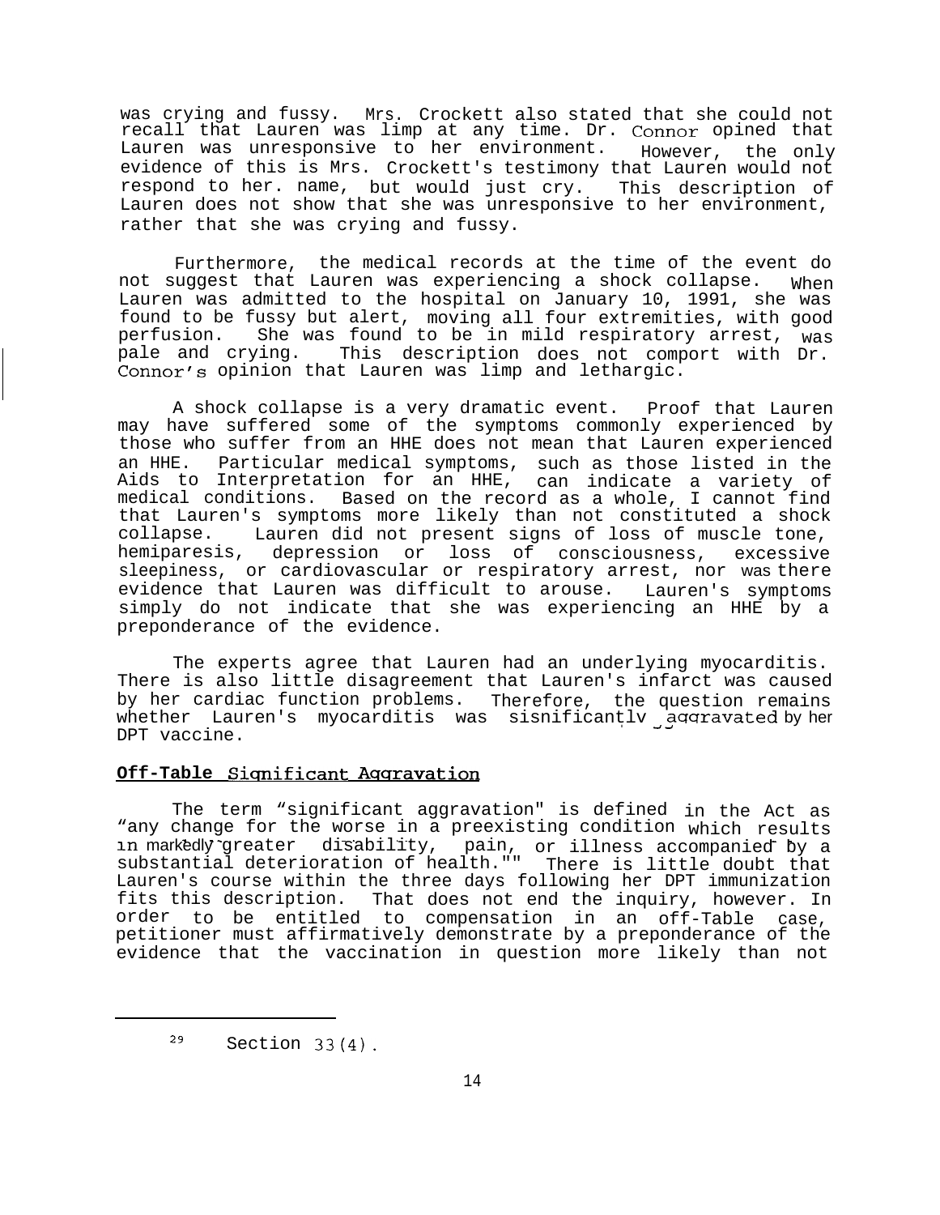was crying and fussy. Mrs. Crockett also stated that she could not recall that Lauren was limp at any time. Dr. Connor opined that Lauren was unresponsive to her environment. However, the only evidence of this is Mrs. Crockett's testimony that Lauren would not respond to her. name, but would just cry. This description of Lauren does not show that she was unresponsive to her environment, rather that she was crying and fussy.

Furthermore, the medical records at the time of the event do not suggest that Lauren was experiencing a shock collapse. When Lauren was admitted to the hospital on January 10, 1991, she was found to be fussy but alert, moving all four extremities, with good perfusion. She was found to be in mild respiratory arrest, was pale and crying. This description does not comport with Dr. Connor's opinion that Lauren was limp and lethargic.

A shock collapse is a very dramatic event. Proof that Lauren may have suffered some of the symptoms commonly experienced by those who suffer from an HHE does not mean that Lauren experienced an HHE. Particular medical symptoms, such as those listed in the Aids to Interpretation for an HHE, can indicate a variety of medical conditions. Based on the record as a whole, I cannot find that Lauren's symptoms more likely than not constituted a shock collapse. Lauren did not present signs of loss of muscle tone, hemiparesis, depression or loss of consciousness, excessive sleepiness, or cardiovascular or respiratory arrest, nor was there evidence that Lauren was difficult to arouse. Lauren's symptoms simply do not indicate that she was experiencing an HHE by a preponderance of the evidence.

The experts agree that Lauren had an underlying myocarditis. There is also little disagreement that Lauren's infarct was caused by her cardiac function problems. Therefore, the question remains whether Lauren's myocarditis was significantly aggravated by her DPT vaccine.

## Off-Table Significant Aggravation

The term "significant aggravation" is defined in the Act as "any change for the worse in a preexisting condition which results in markedly greater disability, pain, or illness accompanied by a substantial deterioration of health."[29] There is little doubt that Lauren's course within the three days following her DPT immunization fits this description. That does not end the inquiry, however. In order to be entitled to compensation in an off-Table case, petitioner must affirmatively demonstrate by a preponderance of the evidence that the vaccination in question more likely than not

---

[29] Section 33(4).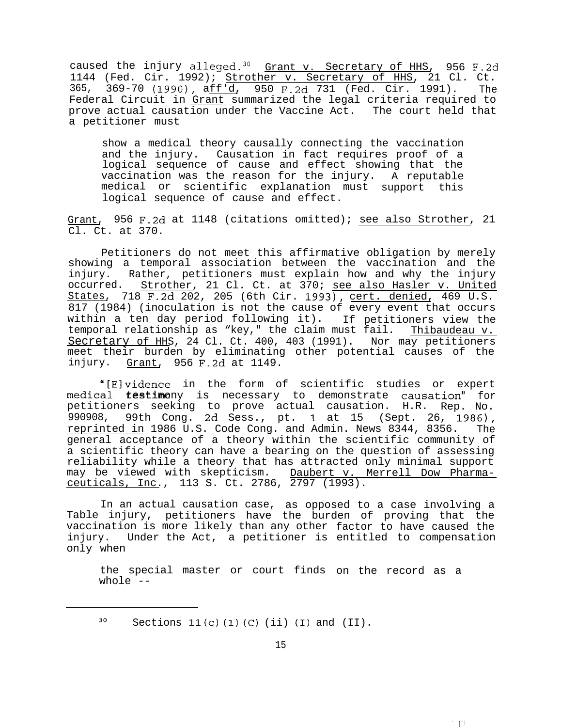caused the injury alleged.[30] Grant v. Secretary of HHS, 956 F.2d 1144 (Fed. Cir. 1992); Strother v. Secretary of HHS, 21 Cl. Ct. 365, 369-70 (1990), aff'd, 950 F.2d 731 (Fed. Cir. 1991). The Federal Circuit in Grant summarized the legal criteria required to prove actual causation under the Vaccine Act. The court held that a petitioner must

> show a medical theory causally connecting the vaccination and the injury. Causation in fact requires proof of a logical sequence of cause and effect showing that the vaccination was the reason for the injury. A reputable medical or scientific explanation must support this logical sequence of cause and effect.

Grant, 956 F.2d at 1148 (citations omitted); see also Strother, 21 Cl. Ct. at 370.

Petitioners do not meet this affirmative obligation by merely showing a temporal association between the vaccination and the injury. Rather, petitioners must explain how and why the injury occurred. Strother, 21 Cl. Ct. at 370; see also Hasler v. United States, 718 F.2d 202, 205 (6th Cir. 1993), cert. denied, 469 U.S. 817 (1984) (inoculation is not the cause of every event that occurs within a ten day period following it). If petitioners view the temporal relationship as "key," the claim must fail. Thibaudeau v. Secretary of HHS, 24 Cl. Ct. 400, 403 (1991). Nor may petitioners meet their burden by eliminating other potential causes of the injury. Grant, 956 F.2d at 1149.

"[E]vidence in the form of scientific studies or expert medical testimony is necessary to demonstrate causation" for petitioners seeking to prove actual causation. H.R. Rep. No. 990908, 99th Cong. 2d Sess., pt. 1 at 15 (Sept. 26, 1986), reprinted in 1986 U.S. Code Cong. and Admin. News 8344, 8356. The general acceptance of a theory within the scientific community of a scientific theory can have a bearing on the question of assessing reliability while a theory that has attracted only minimal support may be viewed with skepticism. Daubert v. Merrell Dow Pharmaceuticals, Inc., 113 S. Ct. 2786, 2797 (1993).

In an actual causation case, as opposed to a case involving a Table injury, petitioners have the burden of proving that the vaccination is more likely than any other factor to have caused the injury. Under the Act, a petitioner is entitled to compensation only when

> the special master or court finds on the record as a whole --

---

[30] Sections 11(c)(1)(C)(ii)(I) and (II).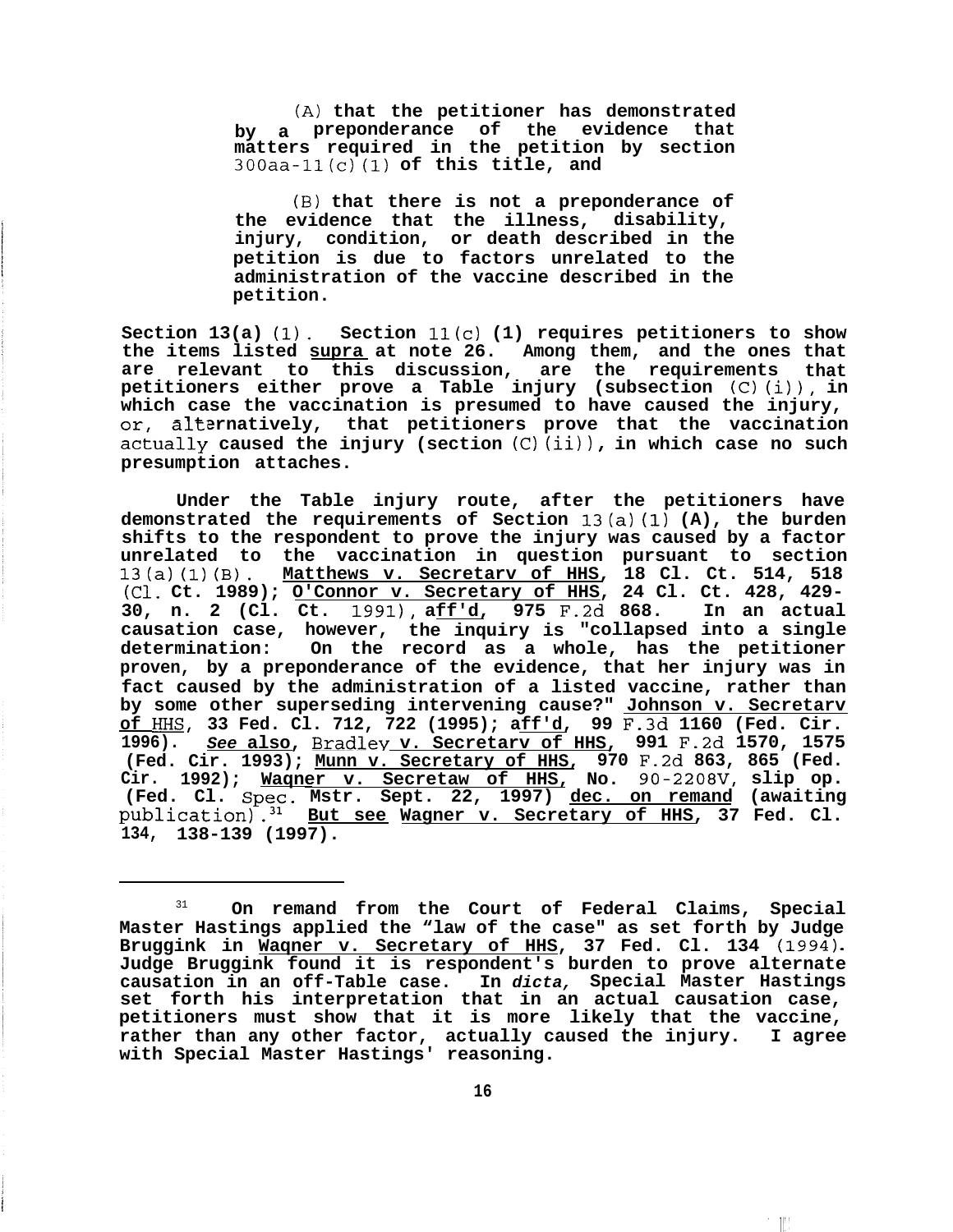(A) that the petitioner has demonstrated by a preponderance of the evidence that matters required in the petition by section 300aa-11(c)(1) of this title, and

(B) that there is not a preponderance of the evidence that the illness, disability, injury, condition, or death described in the petition is due to factors unrelated to the administration of the vaccine described in the petition.

Section 13(a)(1). Section 11(c)(1) requires petitioners to show the items listed supra at note 26. Among them, and the ones that are relevant to this discussion, are the requirements that petitioners either prove a Table injury (subsection (C)(i)), in which case the vaccination is presumed to have caused the injury, or, alternatively, that petitioners prove that the vaccination actually caused the injury (section (C)(ii)), in which case no such presumption attaches.

Under the Table injury route, after the petitioners have demonstrated the requirements of Section 13(a)(1)(A), the burden shifts to the respondent to prove the injury was caused by a factor unrelated to the vaccination in question pursuant to section 13(a)(1)(B). Matthews v. Secretary of HHS, 18 Cl. Ct. 514, 518 (Cl. Ct. 1989); O'Connor v. Secretary of HHS, 24 Cl. Ct. 428, 429-30, n. 2 (Cl. Ct. 1991), aff'd, 975 F.2d 868. In an actual causation case, however, the inquiry is "collapsed into a single determination: On the record as a whole, has the petitioner proven, by a preponderance of the evidence, that her injury was in fact caused by the administration of a listed vaccine, rather than by some other superseding intervening cause?" Johnson v. Secretary of HHS, 33 Fed. Cl. 712, 722 (1995); aff'd, 99 F.3d 1160 (Fed. Cir. 1996). *See* also, Bradley v. Secretary of HHS, 991 F.2d 1570, 1575 (Fed. Cir. 1993); Munn v. Secretary of HHS, 970 F.2d 863, 865 (Fed. Cir. 1992); Wagner v. Secretary of HHS, No. 90-2208V, slip op. (Fed. Cl. Spec. Mstr. Sept. 22, 1997) dec. on remand (awaiting publication).[31] But see Wagner v. Secretary of HHS, 37 Fed. Cl. 134, 138-139 (1997).

---

[31] On remand from the Court of Federal Claims, Special Master Hastings applied the "law of the case" as set forth by Judge Bruggink in Wagner v. Secretary of HHS, 37 Fed. Cl. 134 (1994). Judge Bruggink found it is respondent's burden to prove alternate causation in an off-Table case. In *dicta,* Special Master Hastings set forth his interpretation that in an actual causation case, petitioners must show that it is more likely that the vaccine, rather than any other factor, actually caused the injury. I agree with Special Master Hastings' reasoning.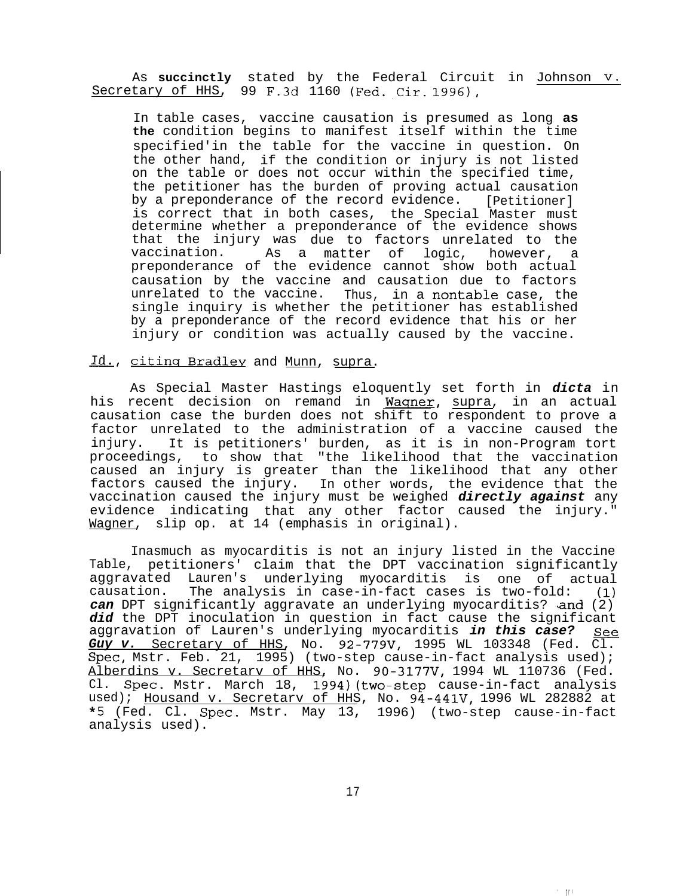As **succinctly** stated by the Federal Circuit in Johnson v. Secretary of HHS, 99 F.3d 1160 (Fed. Cir. 1996),

> In table cases, vaccine causation is presumed as long **as the** condition begins to manifest itself within the time specified'in the table for the vaccine in question. On the other hand, if the condition or injury is not listed on the table or does not occur within the specified time, the petitioner has the burden of proving actual causation by a preponderance of the record evidence. [Petitioner] is correct that in both cases, the Special Master must determine whether a preponderance of the evidence shows that the injury was due to factors unrelated to the vaccination. As a matter of logic, however, a preponderance of the evidence cannot show both actual causation by the vaccine and causation due to factors unrelated to the vaccine. Thus, in a nontable case, the single inquiry is whether the petitioner has established by a preponderance of the record evidence that his or her injury or condition was actually caused by the vaccine.

Id., citing Bradley and Munn, supra.

As Special Master Hastings eloquently set forth in ***dicta*** in his recent decision on remand in Wagner, supra, in an actual causation case the burden does not shift to respondent to prove a factor unrelated to the administration of a vaccine caused the injury. It is petitioners' burden, as it is in non-Program tort proceedings, to show that "the likelihood that the vaccination caused an injury is greater than the likelihood that any other factors caused the injury. In other words, the evidence that the vaccination caused the injury must be weighed ***directly against*** any evidence indicating that any other factor caused the injury." Wagner, slip op. at 14 (emphasis in original).

Inasmuch as myocarditis is not an injury listed in the Vaccine Table, petitioners' claim that the DPT vaccination significantly aggravated Lauren's underlying myocarditis is one of actual causation. The analysis in case-in-fact cases is two-fold: (1) ***can*** DPT significantly aggravate an underlying myocarditis? and (2) ***did*** the DPT inoculation in question in fact cause the significant aggravation of Lauren's underlying myocarditis ***in this case?*** See ***Guy v.*** Secretary of HHS, No. 92-779V, 1995 WL 103348 (Fed. Cl. Spec. Mstr. Feb. 21, 1995) (two-step cause-in-fact analysis used); Alberdins v. Secretary of HHS, No. 90-3177V, 1994 WL 110736 (Fed. Cl. Spec. Mstr. March 18, 1994)(two-step cause-in-fact analysis used); Housand v. Secretary of HHS, No. 94-441V, 1996 WL 282882 at *5 (Fed. Cl. Spec. Mstr. May 13, 1996) (two-step cause-in-fact analysis used).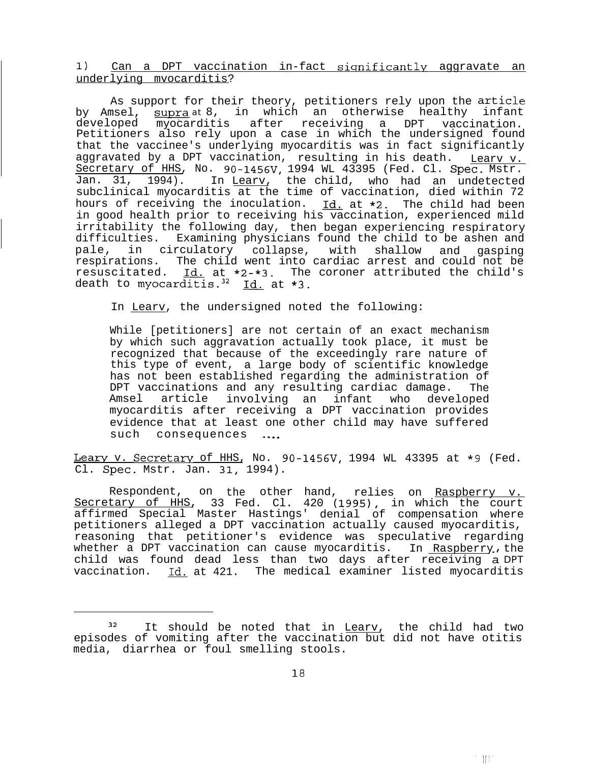1) Can a DPT vaccination in-fact significantly aggravate an underlying myocarditis?

As support for their theory, petitioners rely upon the article by Amsel, supra at 8, in which an otherwise healthy infant developed myocarditis after receiving a DPT vaccination. Petitioners also rely upon a case in which the undersigned found that the vaccinee's underlying myocarditis was in fact significantly aggravated by a DPT vaccination, resulting in his death. Leary v. Secretary of HHS, No. 90-1456V, 1994 WL 43395 (Fed. Cl. Spec. Mstr. Jan. 31, 1994). In Leary, the child, who had an undetected subclinical myocarditis at the time of vaccination, died within 72 hours of receiving the inoculation. Id. at *2. The child had been in good health prior to receiving his vaccination, experienced mild irritability the following day, then began experiencing respiratory difficulties. Examining physicians found the child to be ashen and pale, in circulatory collapse, with shallow and gasping respirations. The child went into cardiac arrest and could not be resuscitated. Id. at *2-*3. The coroner attributed the child's death to myocarditis.[32] Id. at *3.

In Leary, the undersigned noted the following:

> While [petitioners] are not certain of an exact mechanism by which such aggravation actually took place, it must be recognized that because of the exceedingly rare nature of this type of event, a large body of scientific knowledge has not been established regarding the administration of DPT vaccinations and any resulting cardiac damage. The Amsel article involving an infant who developed myocarditis after receiving a DPT vaccination provides evidence that at least one other child may have suffered such consequences ....

Leary v. Secretary of HHS, No. 90-1456V, 1994 WL 43395 at *9 (Fed. Cl. Spec. Mstr. Jan. 31, 1994).

Respondent, on the other hand, relies on Raspberry v. Secretary of HHS, 33 Fed. Cl. 420 (1995), in which the court affirmed Special Master Hastings' denial of compensation where petitioners alleged a DPT vaccination actually caused myocarditis, reasoning that petitioner's evidence was speculative regarding whether a DPT vaccination can cause myocarditis. In Raspberry, the child was found dead less than two days after receiving a DPT vaccination. Id. at 421. The medical examiner listed myocarditis

---

[32] It should be noted that in Leary, the child had two episodes of vomiting after the vaccination but did not have otitis media, diarrhea or foul smelling stools.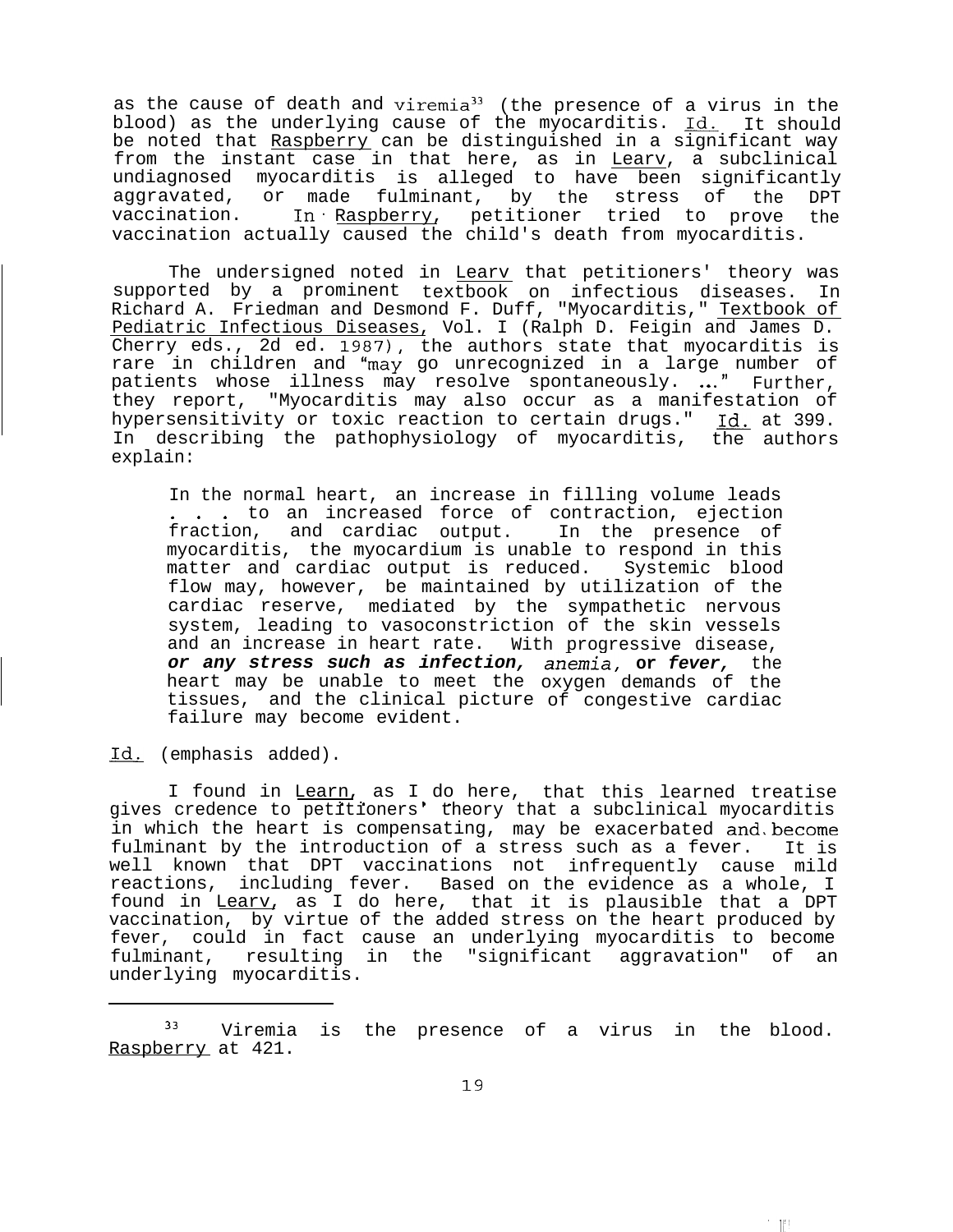as the cause of death and viremia[33] (the presence of a virus in the blood) as the underlying cause of the myocarditis. Id. It should be noted that Raspberry can be distinguished in a significant way from the instant case in that here, as in Learv, a subclinical undiagnosed myocarditis is alleged to have been significantly aggravated, or made fulminant, by the stress of the DPT vaccination. In Raspberry, petitioner tried to prove the vaccination actually caused the child's death from myocarditis.

The undersigned noted in Learv that petitioners' theory was supported by a prominent textbook on infectious diseases. In Richard A. Friedman and Desmond F. Duff, "Myocarditis," Textbook of Pediatric Infectious Diseases, Vol. I (Ralph D. Feigin and James D. Cherry eds., 2d ed. 1987), the authors state that myocarditis is rare in children and "may go unrecognized in a large number of patients whose illness may resolve spontaneously. ..." Further, they report, "Myocarditis may also occur as a manifestation of hypersensitivity or toxic reaction to certain drugs." Id. at 399. In describing the pathophysiology of myocarditis, the authors explain:

> In the normal heart, an increase in filling volume leads . . . to an increased force of contraction, ejection fraction, and cardiac output. In the presence of myocarditis, the myocardium is unable to respond in this matter and cardiac output is reduced. Systemic blood flow may, however, be maintained by utilization of the cardiac reserve, mediated by the sympathetic nervous system, leading to vasoconstriction of the skin vessels and an increase in heart rate. With progressive disease, ***or any stress such as infection, anemia, or fever,*** the heart may be unable to meet the oxygen demands of the tissues, and the clinical picture of congestive cardiac failure may become evident.

Id. (emphasis added).

I found in Learn, as I do here, that this learned treatise gives credence to petitioners' theory that a subclinical myocarditis in which the heart is compensating, may be exacerbated and become fulminant by the introduction of a stress such as a fever. It is well known that DPT vaccinations not infrequently cause mild reactions, including fever. Based on the evidence as a whole, I found in Learv, as I do here, that it is plausible that a DPT vaccination, by virtue of the added stress on the heart produced by fever, could in fact cause an underlying myocarditis to become fulminant, resulting in the "significant aggravation" of an underlying myocarditis.

---

[33] Viremia is the presence of a virus in the blood. Raspberry at 421.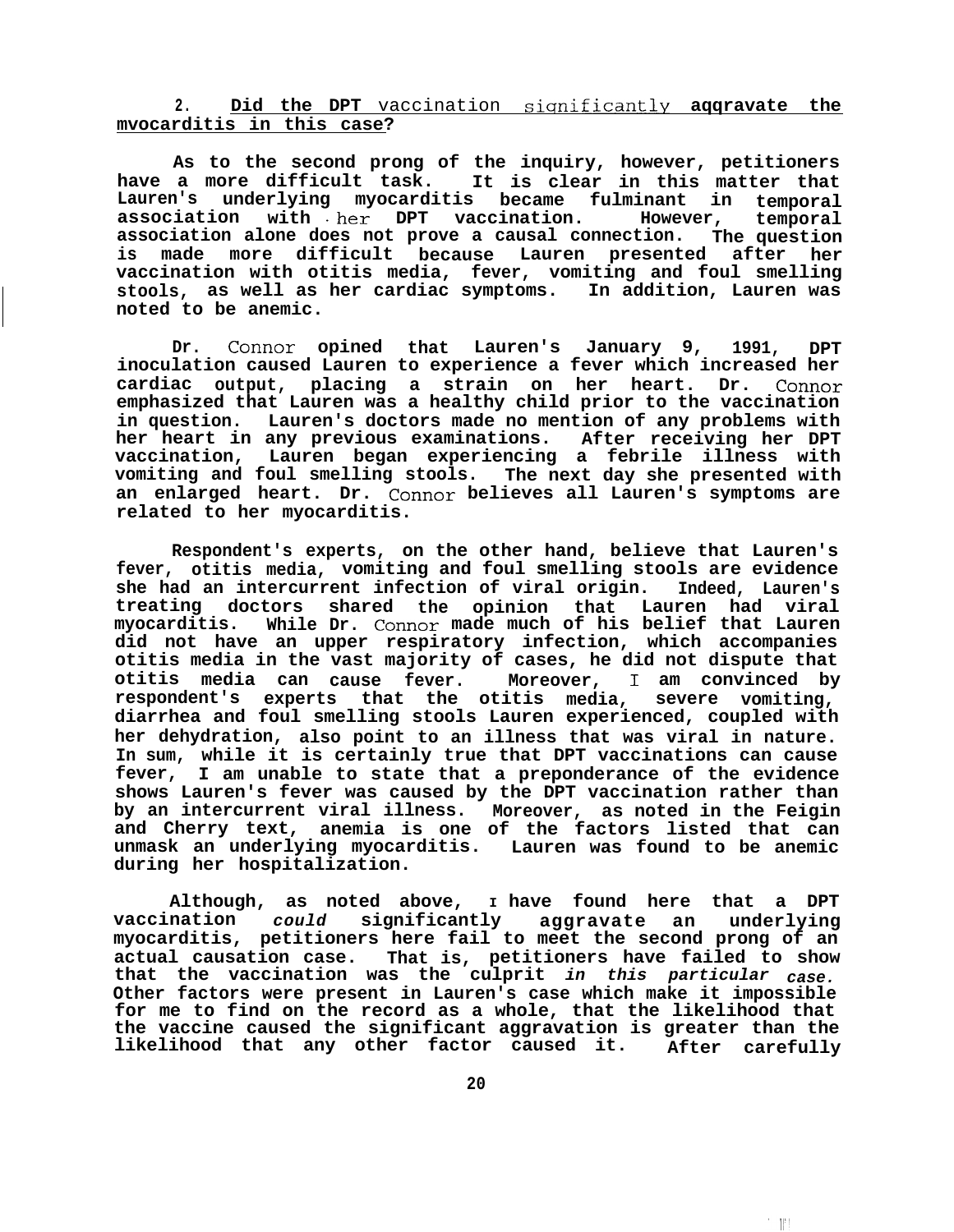**2. Did the DPT vaccination significantly aggravate the myocarditis in this case?**

As to the second prong of the inquiry, however, petitioners have a more difficult task. It is clear in this matter that Lauren's underlying myocarditis became fulminant in temporal association with her DPT vaccination. However, temporal association alone does not prove a causal connection. The question is made more difficult because Lauren presented after her vaccination with otitis media, fever, vomiting and foul smelling stools, as well as her cardiac symptoms. In addition, Lauren was noted to be anemic.

Dr. Connor opined that Lauren's January 9, 1991, DPT inoculation caused Lauren to experience a fever which increased her cardiac output, placing a strain on her heart. Dr. Connor emphasized that Lauren was a healthy child prior to the vaccination in question. Lauren's doctors made no mention of any problems with her heart in any previous examinations. After receiving her DPT vaccination, Lauren began experiencing a febrile illness with vomiting and foul smelling stools. The next day she presented with an enlarged heart. Dr. Connor believes all Lauren's symptoms are related to her myocarditis.

Respondent's experts, on the other hand, believe that Lauren's fever, otitis media, vomiting and foul smelling stools are evidence she had an intercurrent infection of viral origin. Indeed, Lauren's treating doctors shared the opinion that Lauren had viral myocarditis. While Dr. Connor made much of his belief that Lauren did not have an upper respiratory infection, which accompanies otitis media in the vast majority of cases, he did not dispute that otitis media can cause fever. Moreover, I am convinced by respondent's experts that the otitis media, severe vomiting, diarrhea and foul smelling stools Lauren experienced, coupled with her dehydration, also point to an illness that was viral in nature. In sum, while it is certainly true that DPT vaccinations can cause fever, I am unable to state that a preponderance of the evidence shows Lauren's fever was caused by the DPT vaccination rather than by an intercurrent viral illness. Moreover, as noted in the Feigin and Cherry text, anemia is one of the factors listed that can unmask an underlying myocarditis. Lauren was found to be anemic during her hospitalization.

Although, as noted above, I have found here that a DPT vaccination *could* significantly aggravate an underlying myocarditis, petitioners here fail to meet the second prong of an actual causation case. That is, petitioners have failed to show that the vaccination was the culprit *in this particular case.* Other factors were present in Lauren's case which make it impossible for me to find on the record as a whole, that the likelihood that the vaccine caused the significant aggravation is greater than the likelihood that any other factor caused it. After carefully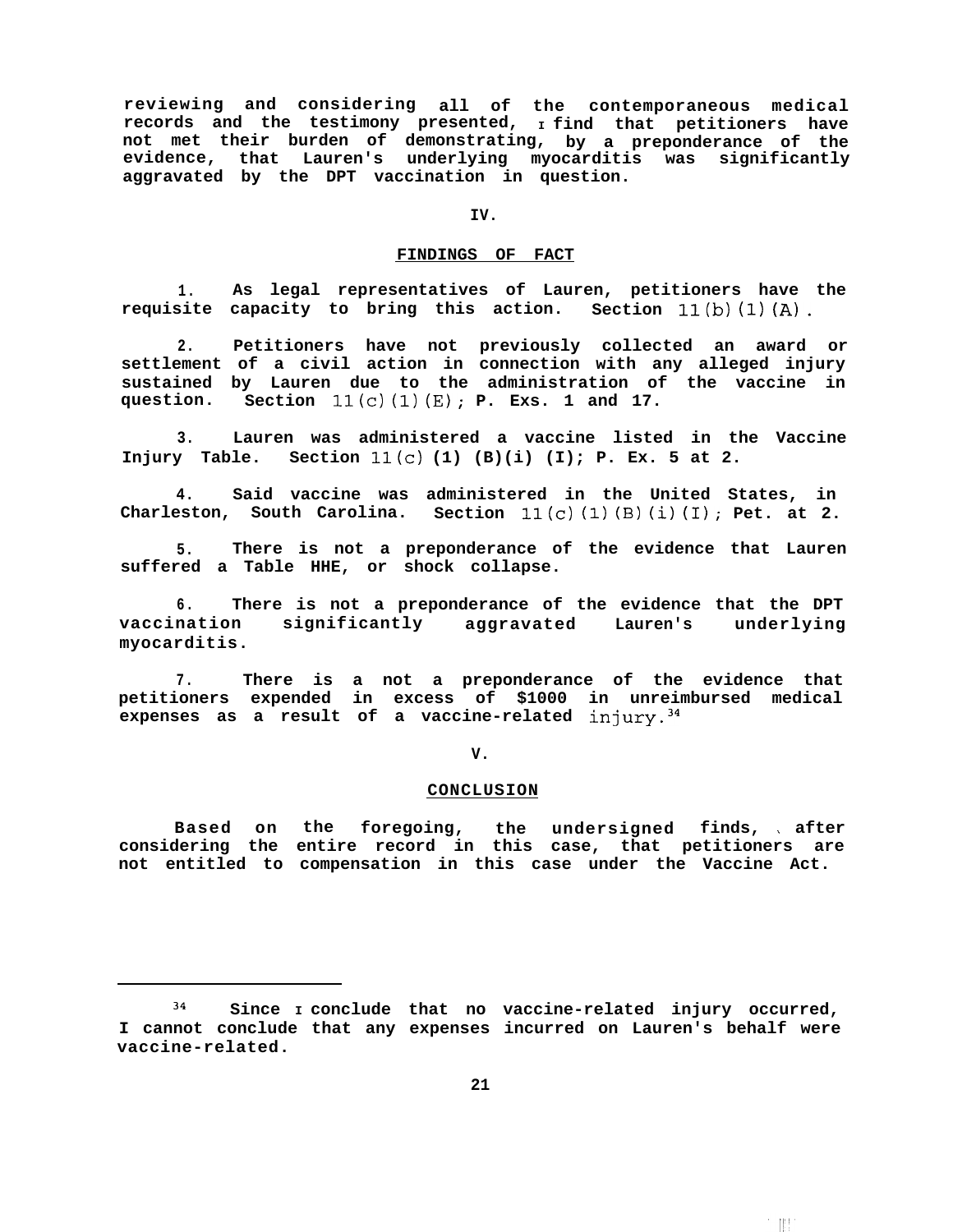reviewing and considering all of the contemporaneous medical records and the testimony presented, I find that petitioners have not met their burden of demonstrating, by a preponderance of the evidence, that Lauren's underlying myocarditis was significantly aggravated by the DPT vaccination in question.

## IV.

## FINDINGS OF FACT

1. As legal representatives of Lauren, petitioners have the requisite capacity to bring this action. Section 11(b)(1)(A).

2. Petitioners have not previously collected an award or settlement of a civil action in connection with any alleged injury sustained by Lauren due to the administration of the vaccine in question. Section 11(c)(1)(E); P. Exs. 1 and 17.

3. Lauren was administered a vaccine listed in the Vaccine Injury Table. Section 11(c)(1)(B)(i)(I); P. Ex. 5 at 2.

4. Said vaccine was administered in the United States, in Charleston, South Carolina. Section 11(c)(1)(B)(i)(I); Pet. at 2.

5. There is not a preponderance of the evidence that Lauren suffered a Table HHE, or shock collapse.

6. There is not a preponderance of the evidence that the DPT vaccination significantly aggravated Lauren's underlying myocarditis.

7. There is a not a preponderance of the evidence that petitioners expended in excess of $1000 in unreimbursed medical expenses as a result of a vaccine-related injury.[34]

## V.

## CONCLUSION

Based on the foregoing, the undersigned finds, after considering the entire record in this case, that petitioners are not entitled to compensation in this case under the Vaccine Act.

---

[34] Since I conclude that no vaccine-related injury occurred, I cannot conclude that any expenses incurred on Lauren's behalf were vaccine-related.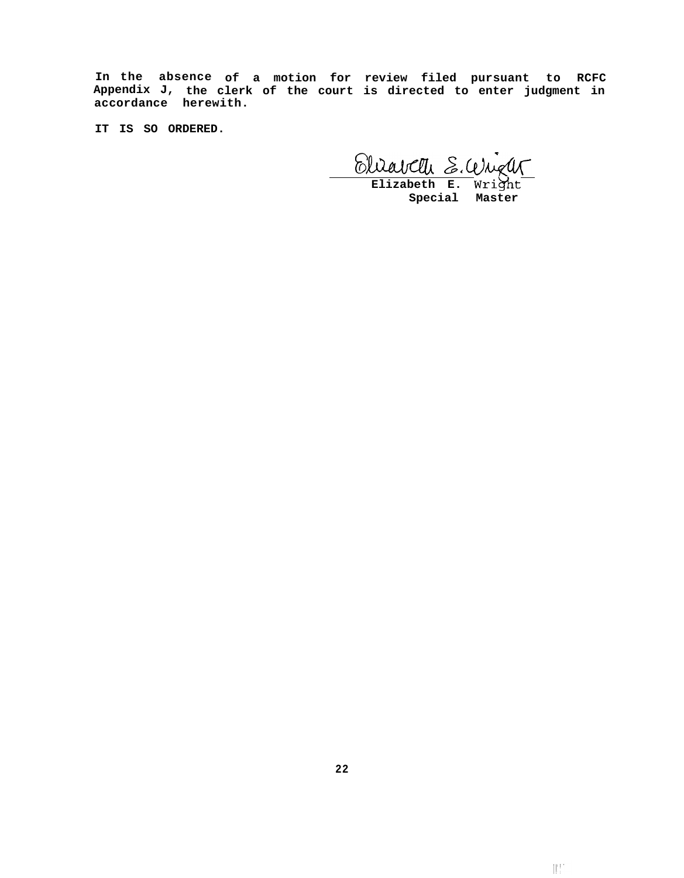In the absence of a motion for review filed pursuant to RCFC Appendix J, the clerk of the court is directed to enter judgment in accordance herewith.

**IT IS SO ORDERED.**

Elizabeth E. Wright
Special Master